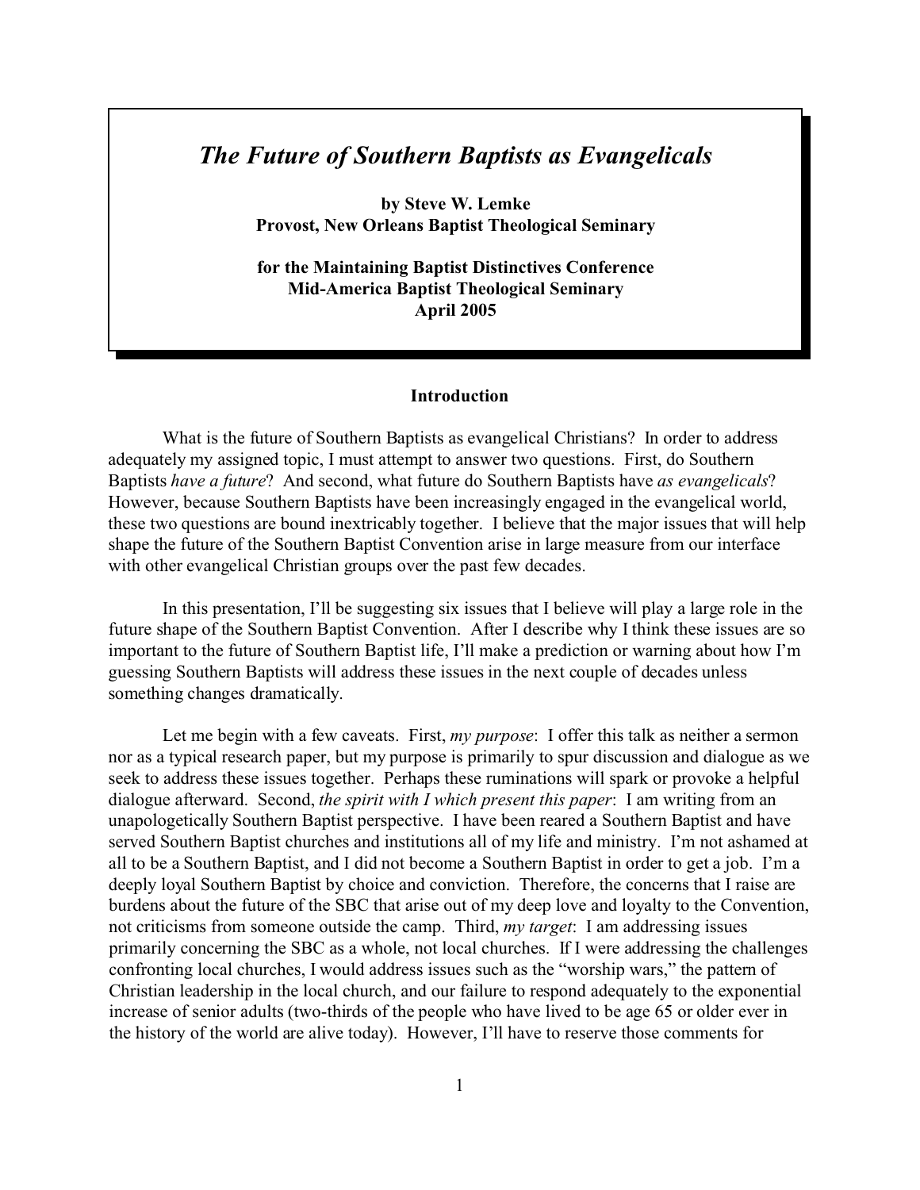# *The Future of Southern Baptists as Evangelicals*

**by Steve W. Lemke**
**Provost, New Orleans Baptist Theological Seminary**

**for the Maintaining Baptist Distinctives Conference**
**Mid-America Baptist Theological Seminary**
**April 2005**

## Introduction

What is the future of Southern Baptists as evangelical Christians? In order to address adequately my assigned topic, I must attempt to answer two questions. First, do Southern Baptists *have a future*? And second, what future do Southern Baptists have *as evangelicals*? However, because Southern Baptists have been increasingly engaged in the evangelical world, these two questions are bound inextricably together. I believe that the major issues that will help shape the future of the Southern Baptist Convention arise in large measure from our interface with other evangelical Christian groups over the past few decades.

In this presentation, I'll be suggesting six issues that I believe will play a large role in the future shape of the Southern Baptist Convention. After I describe why I think these issues are so important to the future of Southern Baptist life, I'll make a prediction or warning about how I'm guessing Southern Baptists will address these issues in the next couple of decades unless something changes dramatically.

Let me begin with a few caveats. First, *my purpose*: I offer this talk as neither a sermon nor as a typical research paper, but my purpose is primarily to spur discussion and dialogue as we seek to address these issues together. Perhaps these ruminations will spark or provoke a helpful dialogue afterward. Second, *the spirit with I which present this paper*: I am writing from an unapologetically Southern Baptist perspective. I have been reared a Southern Baptist and have served Southern Baptist churches and institutions all of my life and ministry. I'm not ashamed at all to be a Southern Baptist, and I did not become a Southern Baptist in order to get a job. I'm a deeply loyal Southern Baptist by choice and conviction. Therefore, the concerns that I raise are burdens about the future of the SBC that arise out of my deep love and loyalty to the Convention, not criticisms from someone outside the camp. Third, *my target*: I am addressing issues primarily concerning the SBC as a whole, not local churches. If I were addressing the challenges confronting local churches, I would address issues such as the "worship wars," the pattern of Christian leadership in the local church, and our failure to respond adequately to the exponential increase of senior adults (two-thirds of the people who have lived to be age 65 or older ever in the history of the world are alive today). However, I'll have to reserve those comments for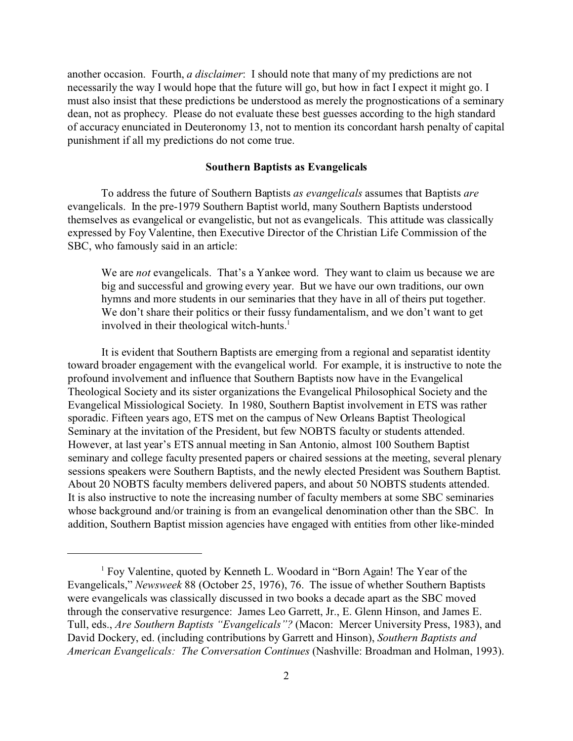another occasion. Fourth, *a disclaimer*: I should note that many of my predictions are not necessarily the way I would hope that the future will go, but how in fact I expect it might go. I must also insist that these predictions be understood as merely the prognostications of a seminary dean, not as prophecy. Please do not evaluate these best guesses according to the high standard of accuracy enunciated in Deuteronomy 13, not to mention its concordant harsh penalty of capital punishment if all my predictions do not come true.

## Southern Baptists as Evangelicals

To address the future of Southern Baptists *as evangelicals* assumes that Baptists *are* evangelicals. In the pre-1979 Southern Baptist world, many Southern Baptists understood themselves as evangelical or evangelistic, but not as evangelicals. This attitude was classically expressed by Foy Valentine, then Executive Director of the Christian Life Commission of the SBC, who famously said in an article:

> We are *not* evangelicals. That's a Yankee word. They want to claim us because we are big and successful and growing every year. But we have our own traditions, our own hymns and more students in our seminaries that they have in all of theirs put together. We don't share their politics or their fussy fundamentalism, and we don't want to get involved in their theological witch-hunts.[1]

It is evident that Southern Baptists are emerging from a regional and separatist identity toward broader engagement with the evangelical world. For example, it is instructive to note the profound involvement and influence that Southern Baptists now have in the Evangelical Theological Society and its sister organizations the Evangelical Philosophical Society and the Evangelical Missiological Society. In 1980, Southern Baptist involvement in ETS was rather sporadic. Fifteen years ago, ETS met on the campus of New Orleans Baptist Theological Seminary at the invitation of the President, but few NOBTS faculty or students attended. However, at last year's ETS annual meeting in San Antonio, almost 100 Southern Baptist seminary and college faculty presented papers or chaired sessions at the meeting, several plenary sessions speakers were Southern Baptists, and the newly elected President was Southern Baptist. About 20 NOBTS faculty members delivered papers, and about 50 NOBTS students attended. It is also instructive to note the increasing number of faculty members at some SBC seminaries whose background and/or training is from an evangelical denomination other than the SBC. In addition, Southern Baptist mission agencies have engaged with entities from other like-minded

---

[1] Foy Valentine, quoted by Kenneth L. Woodard in "Born Again! The Year of the Evangelicals," *Newsweek* 88 (October 25, 1976), 76. The issue of whether Southern Baptists were evangelicals was classically discussed in two books a decade apart as the SBC moved through the conservative resurgence: James Leo Garrett, Jr., E. Glenn Hinson, and James E. Tull, eds., *Are Southern Baptists "Evangelicals"?* (Macon: Mercer University Press, 1983), and David Dockery, ed. (including contributions by Garrett and Hinson), *Southern Baptists and American Evangelicals: The Conversation Continues* (Nashville: Broadman and Holman, 1993).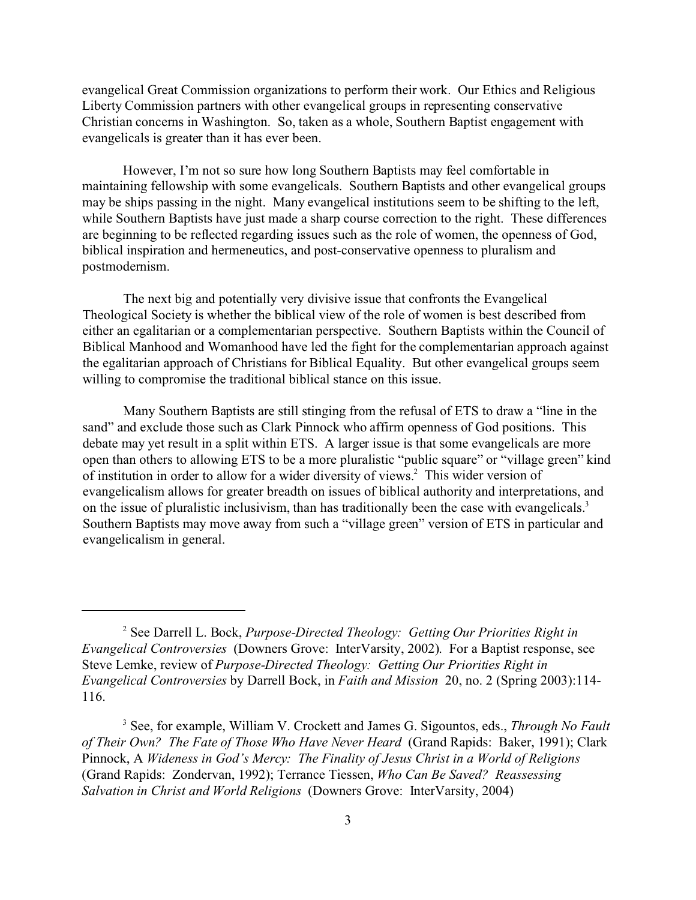evangelical Great Commission organizations to perform their work. Our Ethics and Religious Liberty Commission partners with other evangelical groups in representing conservative Christian concerns in Washington. So, taken as a whole, Southern Baptist engagement with evangelicals is greater than it has ever been.

However, I'm not so sure how long Southern Baptists may feel comfortable in maintaining fellowship with some evangelicals. Southern Baptists and other evangelical groups may be ships passing in the night. Many evangelical institutions seem to be shifting to the left, while Southern Baptists have just made a sharp course correction to the right. These differences are beginning to be reflected regarding issues such as the role of women, the openness of God, biblical inspiration and hermeneutics, and post-conservative openness to pluralism and postmodernism.

The next big and potentially very divisive issue that confronts the Evangelical Theological Society is whether the biblical view of the role of women is best described from either an egalitarian or a complementarian perspective. Southern Baptists within the Council of Biblical Manhood and Womanhood have led the fight for the complementarian approach against the egalitarian approach of Christians for Biblical Equality. But other evangelical groups seem willing to compromise the traditional biblical stance on this issue.

Many Southern Baptists are still stinging from the refusal of ETS to draw a "line in the sand" and exclude those such as Clark Pinnock who affirm openness of God positions. This debate may yet result in a split within ETS. A larger issue is that some evangelicals are more open than others to allowing ETS to be a more pluralistic "public square" or "village green" kind of institution in order to allow for a wider diversity of views.[2] This wider version of evangelicalism allows for greater breadth on issues of biblical authority and interpretations, and on the issue of pluralistic inclusivism, than has traditionally been the case with evangelicals.[3] Southern Baptists may move away from such a "village green" version of ETS in particular and evangelicalism in general.

---

[2] See Darrell L. Bock, *Purpose-Directed Theology: Getting Our Priorities Right in Evangelical Controversies* (Downers Grove: InterVarsity, 2002). For a Baptist response, see Steve Lemke, review of *Purpose-Directed Theology: Getting Our Priorities Right in Evangelical Controversies* by Darrell Bock, in *Faith and Mission* 20, no. 2 (Spring 2003):114-116.

[3] See, for example, William V. Crockett and James G. Sigountos, eds., *Through No Fault of Their Own? The Fate of Those Who Have Never Heard* (Grand Rapids: Baker, 1991); Clark Pinnock, A *Wideness in God's Mercy: The Finality of Jesus Christ in a World of Religions* (Grand Rapids: Zondervan, 1992); Terrance Tiessen, *Who Can Be Saved? Reassessing Salvation in Christ and World Religions* (Downers Grove: InterVarsity, 2004)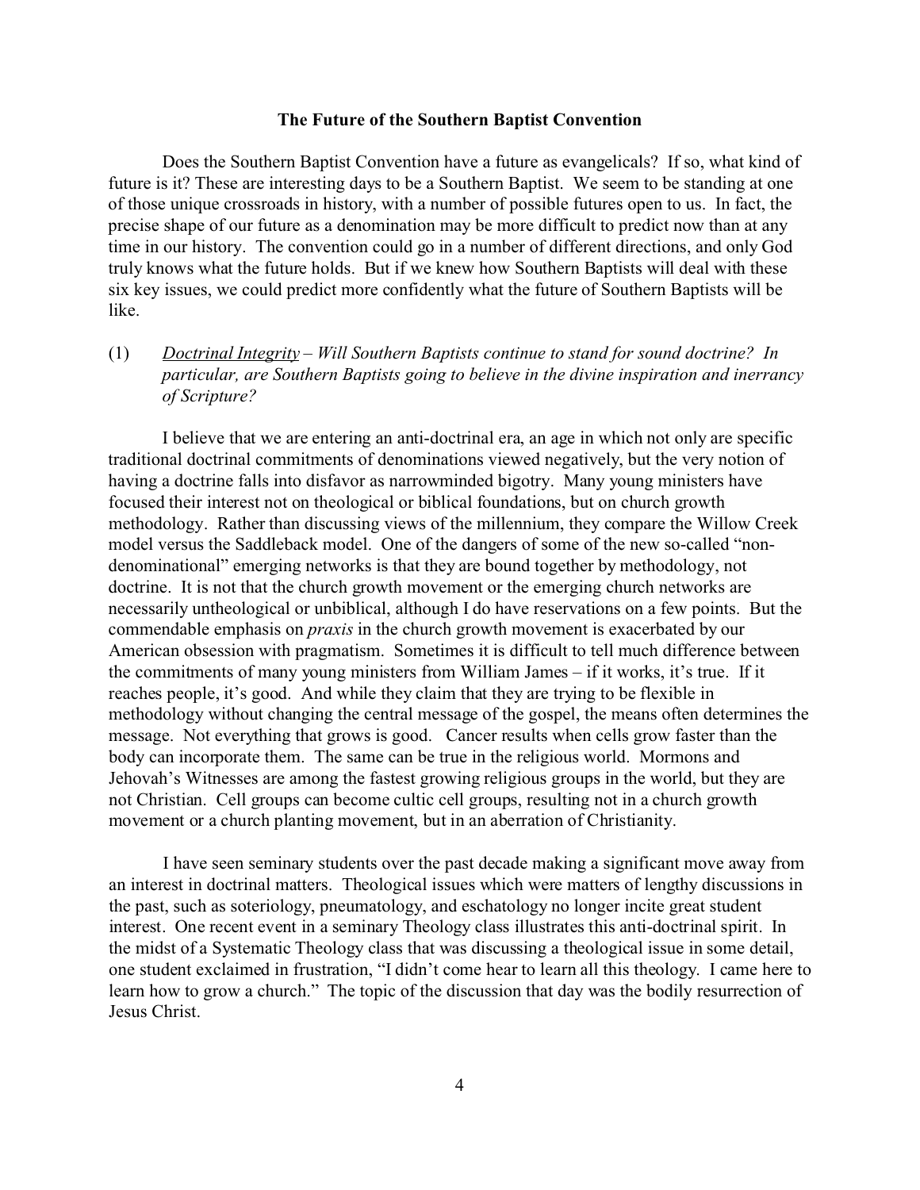## The Future of the Southern Baptist Convention

Does the Southern Baptist Convention have a future as evangelicals? If so, what kind of future is it? These are interesting days to be a Southern Baptist. We seem to be standing at one of those unique crossroads in history, with a number of possible futures open to us. In fact, the precise shape of our future as a denomination may be more difficult to predict now than at any time in our history. The convention could go in a number of different directions, and only God truly knows what the future holds. But if we knew how Southern Baptists will deal with these six key issues, we could predict more confidently what the future of Southern Baptists will be like.

(1) <u>Doctrinal Integrity</u> – *Will Southern Baptists continue to stand for sound doctrine? In particular, are Southern Baptists going to believe in the divine inspiration and inerrancy of Scripture?*

I believe that we are entering an anti-doctrinal era, an age in which not only are specific traditional doctrinal commitments of denominations viewed negatively, but the very notion of having a doctrine falls into disfavor as narrowminded bigotry. Many young ministers have focused their interest not on theological or biblical foundations, but on church growth methodology. Rather than discussing views of the millennium, they compare the Willow Creek model versus the Saddleback model. One of the dangers of some of the new so-called "non-denominational" emerging networks is that they are bound together by methodology, not doctrine. It is not that the church growth movement or the emerging church networks are necessarily untheological or unbiblical, although I do have reservations on a few points. But the commendable emphasis on *praxis* in the church growth movement is exacerbated by our American obsession with pragmatism. Sometimes it is difficult to tell much difference between the commitments of many young ministers from William James – if it works, it's true. If it reaches people, it's good. And while they claim that they are trying to be flexible in methodology without changing the central message of the gospel, the means often determines the message. Not everything that grows is good. Cancer results when cells grow faster than the body can incorporate them. The same can be true in the religious world. Mormons and Jehovah's Witnesses are among the fastest growing religious groups in the world, but they are not Christian. Cell groups can become cultic cell groups, resulting not in a church growth movement or a church planting movement, but in an aberration of Christianity.

I have seen seminary students over the past decade making a significant move away from an interest in doctrinal matters. Theological issues which were matters of lengthy discussions in the past, such as soteriology, pneumatology, and eschatology no longer incite great student interest. One recent event in a seminary Theology class illustrates this anti-doctrinal spirit. In the midst of a Systematic Theology class that was discussing a theological issue in some detail, one student exclaimed in frustration, "I didn't come hear to learn all this theology. I came here to learn how to grow a church." The topic of the discussion that day was the bodily resurrection of Jesus Christ.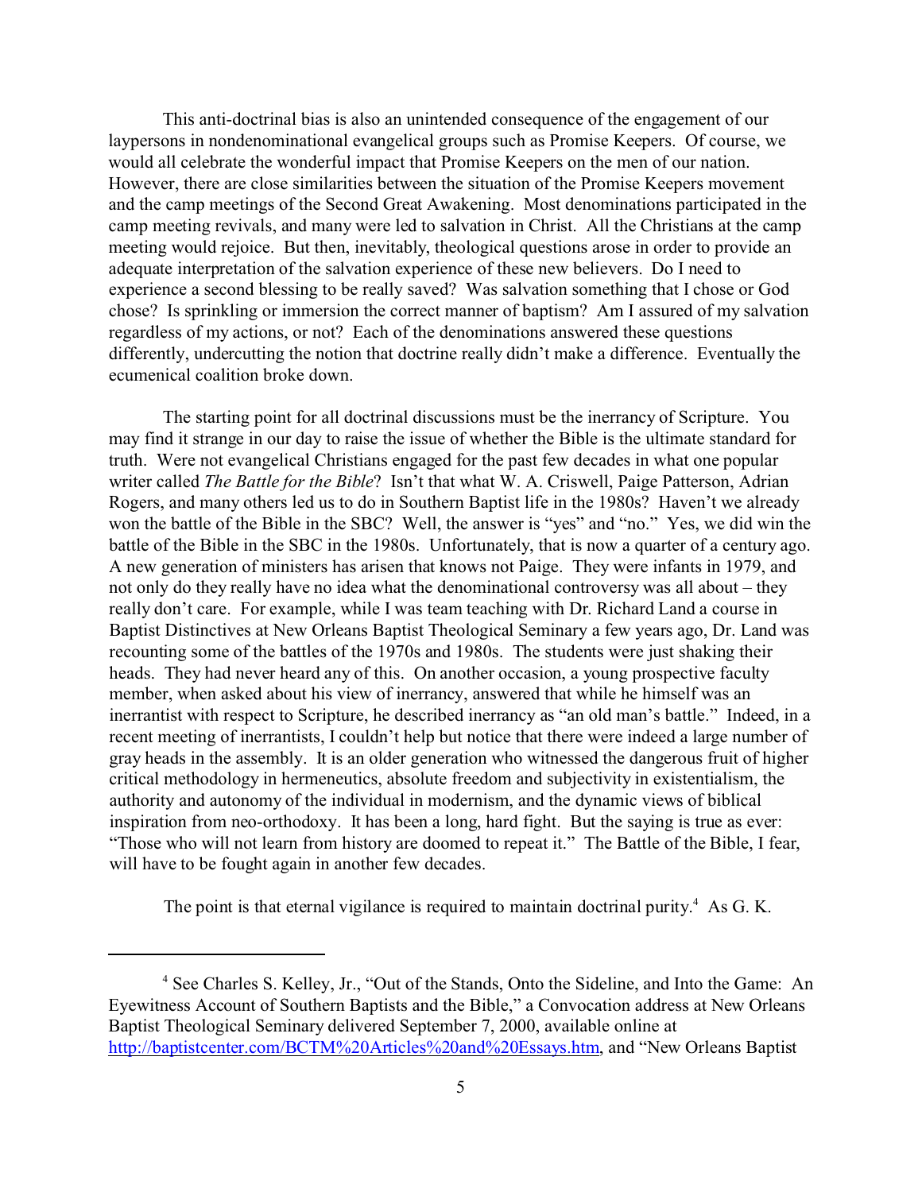This anti-doctrinal bias is also an unintended consequence of the engagement of our laypersons in nondenominational evangelical groups such as Promise Keepers. Of course, we would all celebrate the wonderful impact that Promise Keepers on the men of our nation. However, there are close similarities between the situation of the Promise Keepers movement and the camp meetings of the Second Great Awakening. Most denominations participated in the camp meeting revivals, and many were led to salvation in Christ. All the Christians at the camp meeting would rejoice. But then, inevitably, theological questions arose in order to provide an adequate interpretation of the salvation experience of these new believers. Do I need to experience a second blessing to be really saved? Was salvation something that I chose or God chose? Is sprinkling or immersion the correct manner of baptism? Am I assured of my salvation regardless of my actions, or not? Each of the denominations answered these questions differently, undercutting the notion that doctrine really didn't make a difference. Eventually the ecumenical coalition broke down.

The starting point for all doctrinal discussions must be the inerrancy of Scripture. You may find it strange in our day to raise the issue of whether the Bible is the ultimate standard for truth. Were not evangelical Christians engaged for the past few decades in what one popular writer called *The Battle for the Bible*? Isn't that what W. A. Criswell, Paige Patterson, Adrian Rogers, and many others led us to do in Southern Baptist life in the 1980s? Haven't we already won the battle of the Bible in the SBC? Well, the answer is "yes" and "no." Yes, we did win the battle of the Bible in the SBC in the 1980s. Unfortunately, that is now a quarter of a century ago. A new generation of ministers has arisen that knows not Paige. They were infants in 1979, and not only do they really have no idea what the denominational controversy was all about – they really don't care. For example, while I was team teaching with Dr. Richard Land a course in Baptist Distinctives at New Orleans Baptist Theological Seminary a few years ago, Dr. Land was recounting some of the battles of the 1970s and 1980s. The students were just shaking their heads. They had never heard any of this. On another occasion, a young prospective faculty member, when asked about his view of inerrancy, answered that while he himself was an inerrantist with respect to Scripture, he described inerrancy as "an old man's battle." Indeed, in a recent meeting of inerrantists, I couldn't help but notice that there were indeed a large number of gray heads in the assembly. It is an older generation who witnessed the dangerous fruit of higher critical methodology in hermeneutics, absolute freedom and subjectivity in existentialism, the authority and autonomy of the individual in modernism, and the dynamic views of biblical inspiration from neo-orthodoxy. It has been a long, hard fight. But the saying is true as ever: "Those who will not learn from history are doomed to repeat it." The Battle of the Bible, I fear, will have to be fought again in another few decades.

The point is that eternal vigilance is required to maintain doctrinal purity.[4] As G. K.

---

[4] See Charles S. Kelley, Jr., "Out of the Stands, Onto the Sideline, and Into the Game: An Eyewitness Account of Southern Baptists and the Bible," a Convocation address at New Orleans Baptist Theological Seminary delivered September 7, 2000, available online at http://baptistcenter.com/BCTM%20Articles%20and%20Essays.htm, and "New Orleans Baptist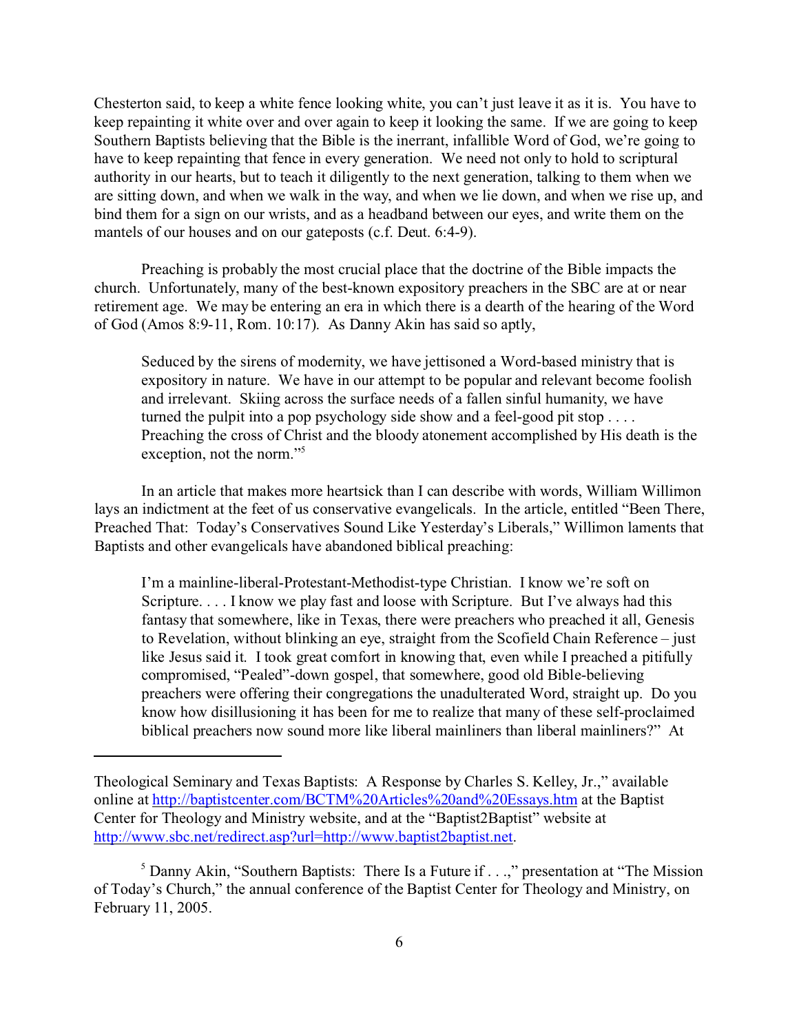Chesterton said, to keep a white fence looking white, you can't just leave it as it is. You have to keep repainting it white over and over again to keep it looking the same. If we are going to keep Southern Baptists believing that the Bible is the inerrant, infallible Word of God, we're going to have to keep repainting that fence in every generation. We need not only to hold to scriptural authority in our hearts, but to teach it diligently to the next generation, talking to them when we are sitting down, and when we walk in the way, and when we lie down, and when we rise up, and bind them for a sign on our wrists, and as a headband between our eyes, and write them on the mantels of our houses and on our gateposts (c.f. Deut. 6:4-9).

Preaching is probably the most crucial place that the doctrine of the Bible impacts the church. Unfortunately, many of the best-known expository preachers in the SBC are at or near retirement age. We may be entering an era in which there is a dearth of the hearing of the Word of God (Amos 8:9-11, Rom. 10:17). As Danny Akin has said so aptly,

> Seduced by the sirens of modernity, we have jettisoned a Word-based ministry that is expository in nature. We have in our attempt to be popular and relevant become foolish and irrelevant. Skiing across the surface needs of a fallen sinful humanity, we have turned the pulpit into a pop psychology side show and a feel-good pit stop . . . . Preaching the cross of Christ and the bloody atonement accomplished by His death is the exception, not the norm."[5]

In an article that makes more heartsick than I can describe with words, William Willimon lays an indictment at the feet of us conservative evangelicals. In the article, entitled "Been There, Preached That: Today's Conservatives Sound Like Yesterday's Liberals," Willimon laments that Baptists and other evangelicals have abandoned biblical preaching:

> I'm a mainline-liberal-Protestant-Methodist-type Christian. I know we're soft on Scripture. . . . I know we play fast and loose with Scripture. But I've always had this fantasy that somewhere, like in Texas, there were preachers who preached it all, Genesis to Revelation, without blinking an eye, straight from the Scofield Chain Reference – just like Jesus said it. I took great comfort in knowing that, even while I preached a pitifully compromised, "Pealed"-down gospel, that somewhere, good old Bible-believing preachers were offering their congregations the unadulterated Word, straight up. Do you know how disillusioning it has been for me to realize that many of these self-proclaimed biblical preachers now sound more like liberal mainliners than liberal mainliners?" At

---

Theological Seminary and Texas Baptists: A Response by Charles S. Kelley, Jr.," available online at http://baptistcenter.com/BCTM%20Articles%20and%20Essays.htm at the Baptist Center for Theology and Ministry website, and at the "Baptist2Baptist" website at http://www.sbc.net/redirect.asp?url=http://www.baptist2baptist.net.

[5] Danny Akin, "Southern Baptists: There Is a Future if . . .," presentation at "The Mission of Today's Church," the annual conference of the Baptist Center for Theology and Ministry, on February 11, 2005.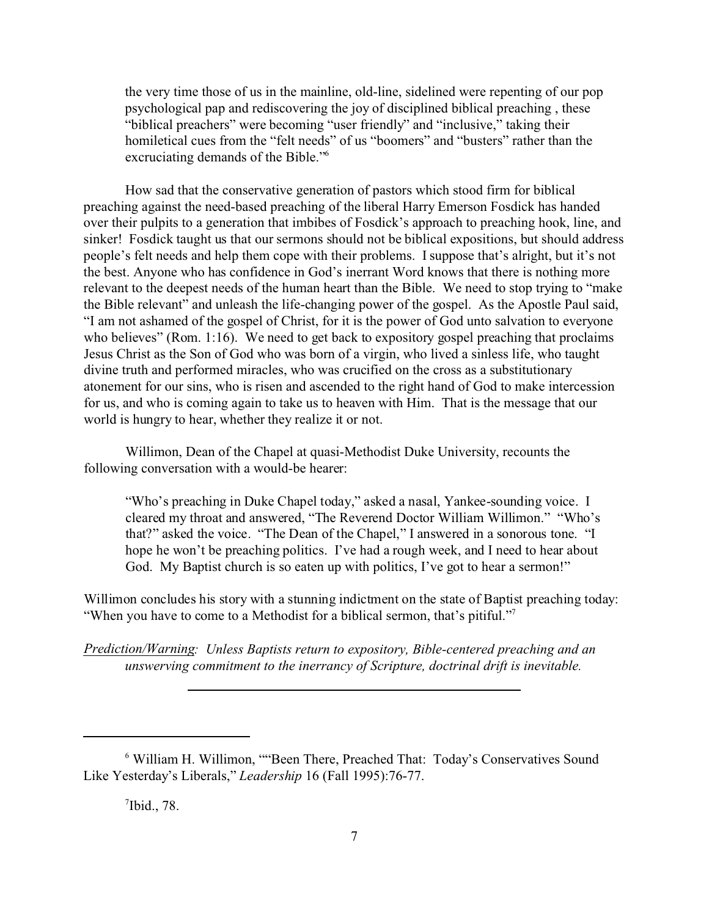> the very time those of us in the mainline, old-line, sidelined were repenting of our pop psychological pap and rediscovering the joy of disciplined biblical preaching , these "biblical preachers" were becoming "user friendly" and "inclusive," taking their homiletical cues from the "felt needs" of us "boomers" and "busters" rather than the excruciating demands of the Bible."[6]

How sad that the conservative generation of pastors which stood firm for biblical preaching against the need-based preaching of the liberal Harry Emerson Fosdick has handed over their pulpits to a generation that imbibes of Fosdick's approach to preaching hook, line, and sinker! Fosdick taught us that our sermons should not be biblical expositions, but should address people's felt needs and help them cope with their problems. I suppose that's alright, but it's not the best. Anyone who has confidence in God's inerrant Word knows that there is nothing more relevant to the deepest needs of the human heart than the Bible. We need to stop trying to "make the Bible relevant" and unleash the life-changing power of the gospel. As the Apostle Paul said, "I am not ashamed of the gospel of Christ, for it is the power of God unto salvation to everyone who believes" (Rom. 1:16). We need to get back to expository gospel preaching that proclaims Jesus Christ as the Son of God who was born of a virgin, who lived a sinless life, who taught divine truth and performed miracles, who was crucified on the cross as a substitutionary atonement for our sins, who is risen and ascended to the right hand of God to make intercession for us, and who is coming again to take us to heaven with Him. That is the message that our world is hungry to hear, whether they realize it or not.

Willimon, Dean of the Chapel at quasi-Methodist Duke University, recounts the following conversation with a would-be hearer:

> "Who's preaching in Duke Chapel today," asked a nasal, Yankee-sounding voice. I cleared my throat and answered, "The Reverend Doctor William Willimon." "Who's that?" asked the voice. "The Dean of the Chapel," I answered in a sonorous tone. "I hope he won't be preaching politics. I've had a rough week, and I need to hear about God. My Baptist church is so eaten up with politics, I've got to hear a sermon!"

Willimon concludes his story with a stunning indictment on the state of Baptist preaching today: "When you have to come to a Methodist for a biblical sermon, that's pitiful."[7]

<u>*Prediction/Warning*</u>*: Unless Baptists return to expository, Bible-centered preaching and an unswerving commitment to the inerrancy of Scripture, doctrinal drift is inevitable.*

---

[6] William H. Willimon, ""Been There, Preached That: Today's Conservatives Sound Like Yesterday's Liberals," *Leadership* 16 (Fall 1995):76-77.

[7] Ibid., 78.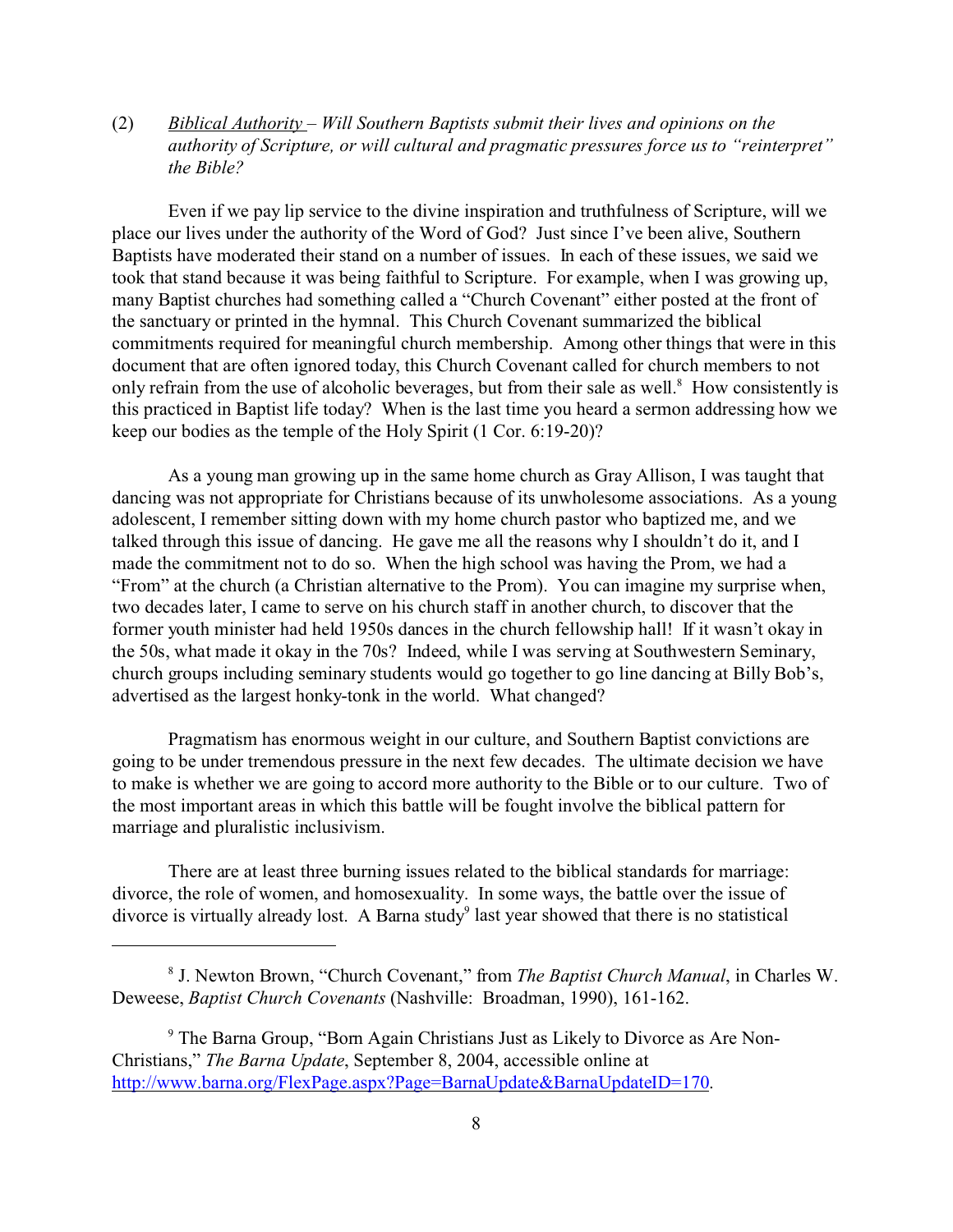(2) *<u>Biblical Authority</u> – Will Southern Baptists submit their lives and opinions on the authority of Scripture, or will cultural and pragmatic pressures force us to "reinterpret" the Bible?*

Even if we pay lip service to the divine inspiration and truthfulness of Scripture, will we place our lives under the authority of the Word of God? Just since I've been alive, Southern Baptists have moderated their stand on a number of issues. In each of these issues, we said we took that stand because it was being faithful to Scripture. For example, when I was growing up, many Baptist churches had something called a "Church Covenant" either posted at the front of the sanctuary or printed in the hymnal. This Church Covenant summarized the biblical commitments required for meaningful church membership. Among other things that were in this document that are often ignored today, this Church Covenant called for church members to not only refrain from the use of alcoholic beverages, but from their sale as well.[8] How consistently is this practiced in Baptist life today? When is the last time you heard a sermon addressing how we keep our bodies as the temple of the Holy Spirit (1 Cor. 6:19-20)?

As a young man growing up in the same home church as Gray Allison, I was taught that dancing was not appropriate for Christians because of its unwholesome associations. As a young adolescent, I remember sitting down with my home church pastor who baptized me, and we talked through this issue of dancing. He gave me all the reasons why I shouldn't do it, and I made the commitment not to do so. When the high school was having the Prom, we had a "From" at the church (a Christian alternative to the Prom). You can imagine my surprise when, two decades later, I came to serve on his church staff in another church, to discover that the former youth minister had held 1950s dances in the church fellowship hall! If it wasn't okay in the 50s, what made it okay in the 70s? Indeed, while I was serving at Southwestern Seminary, church groups including seminary students would go together to go line dancing at Billy Bob's, advertised as the largest honky-tonk in the world. What changed?

Pragmatism has enormous weight in our culture, and Southern Baptist convictions are going to be under tremendous pressure in the next few decades. The ultimate decision we have to make is whether we are going to accord more authority to the Bible or to our culture. Two of the most important areas in which this battle will be fought involve the biblical pattern for marriage and pluralistic inclusivism.

There are at least three burning issues related to the biblical standards for marriage: divorce, the role of women, and homosexuality. In some ways, the battle over the issue of divorce is virtually already lost. A Barna study[9] last year showed that there is no statistical

---

[8] J. Newton Brown, "Church Covenant," from *The Baptist Church Manual*, in Charles W. Deweese, *Baptist Church Covenants* (Nashville: Broadman, 1990), 161-162.

[9] The Barna Group, "Born Again Christians Just as Likely to Divorce as Are Non-Christians," *The Barna Update*, September 8, 2004, accessible online at http://www.barna.org/FlexPage.aspx?Page=BarnaUpdate&BarnaUpdateID=170.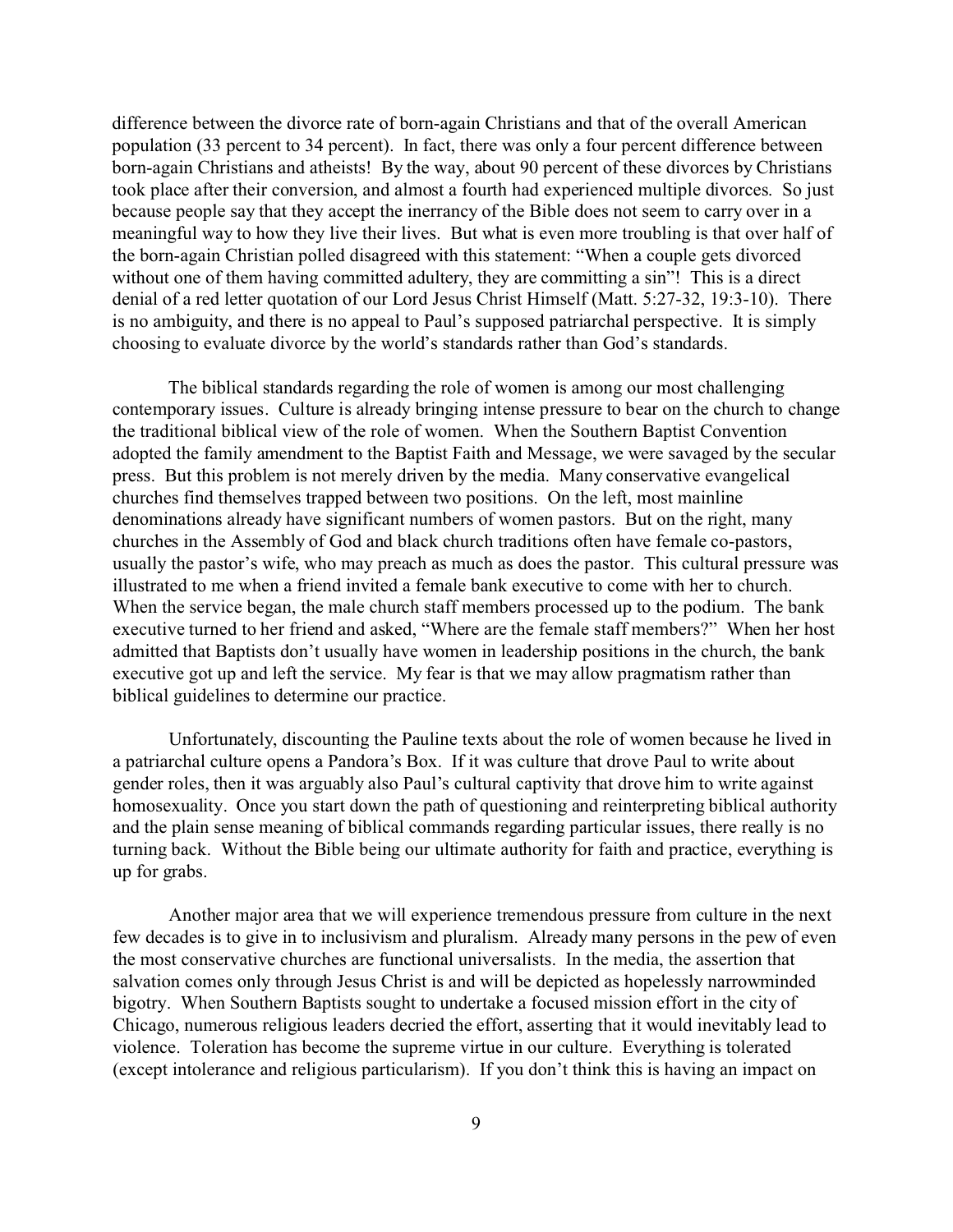difference between the divorce rate of born-again Christians and that of the overall American population (33 percent to 34 percent). In fact, there was only a four percent difference between born-again Christians and atheists! By the way, about 90 percent of these divorces by Christians took place after their conversion, and almost a fourth had experienced multiple divorces. So just because people say that they accept the inerrancy of the Bible does not seem to carry over in a meaningful way to how they live their lives. But what is even more troubling is that over half of the born-again Christian polled disagreed with this statement: "When a couple gets divorced without one of them having committed adultery, they are committing a sin"! This is a direct denial of a red letter quotation of our Lord Jesus Christ Himself (Matt. 5:27-32, 19:3-10). There is no ambiguity, and there is no appeal to Paul's supposed patriarchal perspective. It is simply choosing to evaluate divorce by the world's standards rather than God's standards.

The biblical standards regarding the role of women is among our most challenging contemporary issues. Culture is already bringing intense pressure to bear on the church to change the traditional biblical view of the role of women. When the Southern Baptist Convention adopted the family amendment to the Baptist Faith and Message, we were savaged by the secular press. But this problem is not merely driven by the media. Many conservative evangelical churches find themselves trapped between two positions. On the left, most mainline denominations already have significant numbers of women pastors. But on the right, many churches in the Assembly of God and black church traditions often have female co-pastors, usually the pastor's wife, who may preach as much as does the pastor. This cultural pressure was illustrated to me when a friend invited a female bank executive to come with her to church. When the service began, the male church staff members processed up to the podium. The bank executive turned to her friend and asked, "Where are the female staff members?" When her host admitted that Baptists don't usually have women in leadership positions in the church, the bank executive got up and left the service. My fear is that we may allow pragmatism rather than biblical guidelines to determine our practice.

Unfortunately, discounting the Pauline texts about the role of women because he lived in a patriarchal culture opens a Pandora's Box. If it was culture that drove Paul to write about gender roles, then it was arguably also Paul's cultural captivity that drove him to write against homosexuality. Once you start down the path of questioning and reinterpreting biblical authority and the plain sense meaning of biblical commands regarding particular issues, there really is no turning back. Without the Bible being our ultimate authority for faith and practice, everything is up for grabs.

Another major area that we will experience tremendous pressure from culture in the next few decades is to give in to inclusivism and pluralism. Already many persons in the pew of even the most conservative churches are functional universalists. In the media, the assertion that salvation comes only through Jesus Christ is and will be depicted as hopelessly narrowminded bigotry. When Southern Baptists sought to undertake a focused mission effort in the city of Chicago, numerous religious leaders decried the effort, asserting that it would inevitably lead to violence. Toleration has become the supreme virtue in our culture. Everything is tolerated (except intolerance and religious particularism). If you don't think this is having an impact on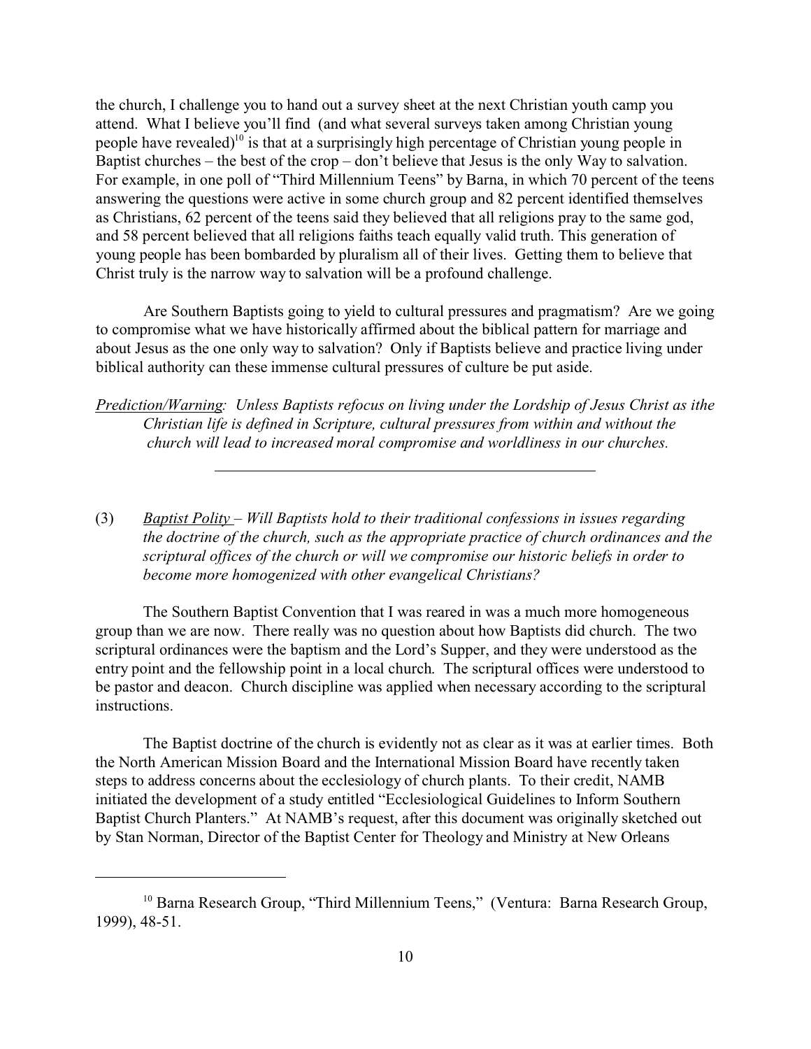the church, I challenge you to hand out a survey sheet at the next Christian youth camp you attend. What I believe you'll find (and what several surveys taken among Christian young people have revealed)[10] is that at a surprisingly high percentage of Christian young people in Baptist churches – the best of the crop – don't believe that Jesus is the only Way to salvation. For example, in one poll of "Third Millennium Teens" by Barna, in which 70 percent of the teens answering the questions were active in some church group and 82 percent identified themselves as Christians, 62 percent of the teens said they believed that all religions pray to the same god, and 58 percent believed that all religions faiths teach equally valid truth. This generation of young people has been bombarded by pluralism all of their lives. Getting them to believe that Christ truly is the narrow way to salvation will be a profound challenge.

Are Southern Baptists going to yield to cultural pressures and pragmatism? Are we going to compromise what we have historically affirmed about the biblical pattern for marriage and about Jesus as the one only way to salvation? Only if Baptists believe and practice living under biblical authority can these immense cultural pressures of culture be put aside.

*Prediction/Warning: Unless Baptists refocus on living under the Lordship of Jesus Christ as ithe Christian life is defined in Scripture, cultural pressures from within and without the church will lead to increased moral compromise and worldliness in our churches.*

---

(3) *Baptist Polity – Will Baptists hold to their traditional confessions in issues regarding the doctrine of the church, such as the appropriate practice of church ordinances and the scriptural offices of the church or will we compromise our historic beliefs in order to become more homogenized with other evangelical Christians?*

The Southern Baptist Convention that I was reared in was a much more homogeneous group than we are now. There really was no question about how Baptists did church. The two scriptural ordinances were the baptism and the Lord's Supper, and they were understood as the entry point and the fellowship point in a local church. The scriptural offices were understood to be pastor and deacon. Church discipline was applied when necessary according to the scriptural instructions.

The Baptist doctrine of the church is evidently not as clear as it was at earlier times. Both the North American Mission Board and the International Mission Board have recently taken steps to address concerns about the ecclesiology of church plants. To their credit, NAMB initiated the development of a study entitled "Ecclesiological Guidelines to Inform Southern Baptist Church Planters." At NAMB's request, after this document was originally sketched out by Stan Norman, Director of the Baptist Center for Theology and Ministry at New Orleans

---

[10] Barna Research Group, "Third Millennium Teens," (Ventura: Barna Research Group, 1999), 48-51.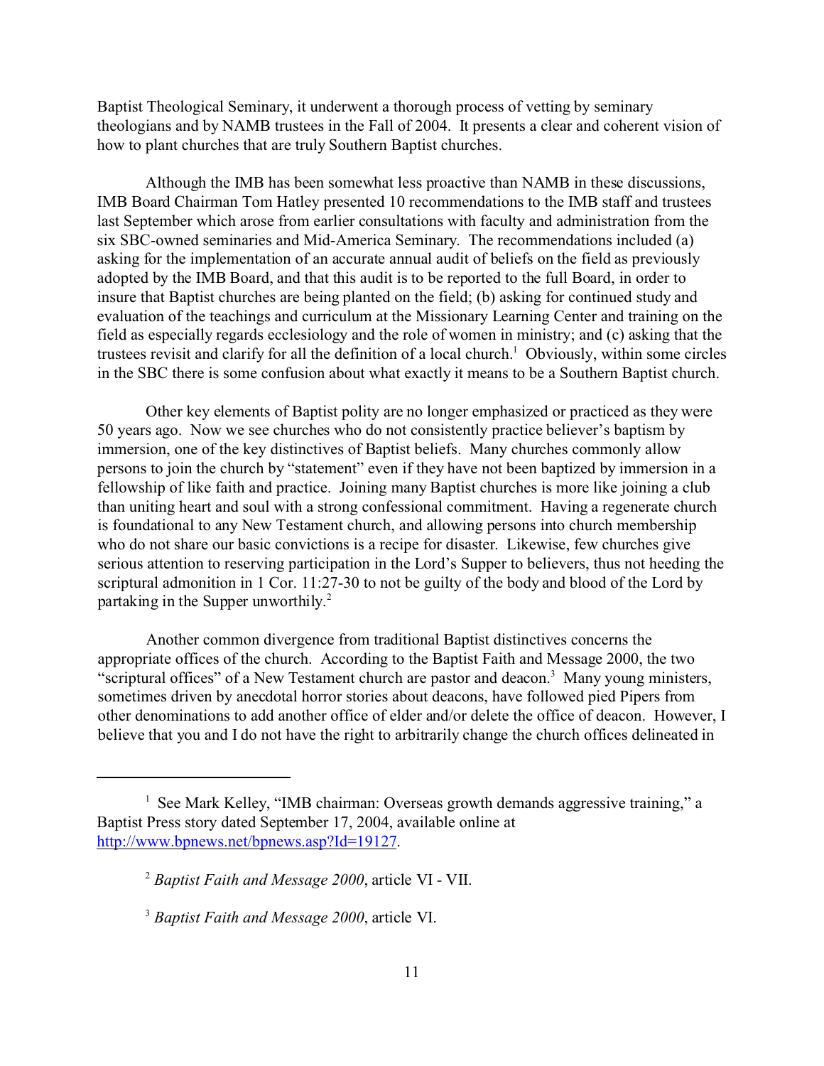Baptist Theological Seminary, it underwent a thorough process of vetting by seminary theologians and by NAMB trustees in the Fall of 2004. It presents a clear and coherent vision of how to plant churches that are truly Southern Baptist churches.

Although the IMB has been somewhat less proactive than NAMB in these discussions, IMB Board Chairman Tom Hatley presented 10 recommendations to the IMB staff and trustees last September which arose from earlier consultations with faculty and administration from the six SBC-owned seminaries and Mid-America Seminary. The recommendations included (a) asking for the implementation of an accurate annual audit of beliefs on the field as previously adopted by the IMB Board, and that this audit is to be reported to the full Board, in order to insure that Baptist churches are being planted on the field; (b) asking for continued study and evaluation of the teachings and curriculum at the Missionary Learning Center and training on the field as especially regards ecclesiology and the role of women in ministry; and (c) asking that the trustees revisit and clarify for all the definition of a local church.[1] Obviously, within some circles in the SBC there is some confusion about what exactly it means to be a Southern Baptist church.

Other key elements of Baptist polity are no longer emphasized or practiced as they were 50 years ago. Now we see churches who do not consistently practice believer's baptism by immersion, one of the key distinctives of Baptist beliefs. Many churches commonly allow persons to join the church by "statement" even if they have not been baptized by immersion in a fellowship of like faith and practice. Joining many Baptist churches is more like joining a club than uniting heart and soul with a strong confessional commitment. Having a regenerate church is foundational to any New Testament church, and allowing persons into church membership who do not share our basic convictions is a recipe for disaster. Likewise, few churches give serious attention to reserving participation in the Lord's Supper to believers, thus not heeding the scriptural admonition in 1 Cor. 11:27-30 to not be guilty of the body and blood of the Lord by partaking in the Supper unworthily.[2]

Another common divergence from traditional Baptist distinctives concerns the appropriate offices of the church. According to the Baptist Faith and Message 2000, the two "scriptural offices" of a New Testament church are pastor and deacon.[3] Many young ministers, sometimes driven by anecdotal horror stories about deacons, have followed pied Pipers from other denominations to add another office of elder and/or delete the office of deacon. However, I believe that you and I do not have the right to arbitrarily change the church offices delineated in

---

[1] See Mark Kelley, "IMB chairman: Overseas growth demands aggressive training," a Baptist Press story dated September 17, 2004, available online at http://www.bpnews.net/bpnews.asp?Id=19127.

[2] *Baptist Faith and Message 2000*, article VI - VII.

[3] *Baptist Faith and Message 2000*, article VI.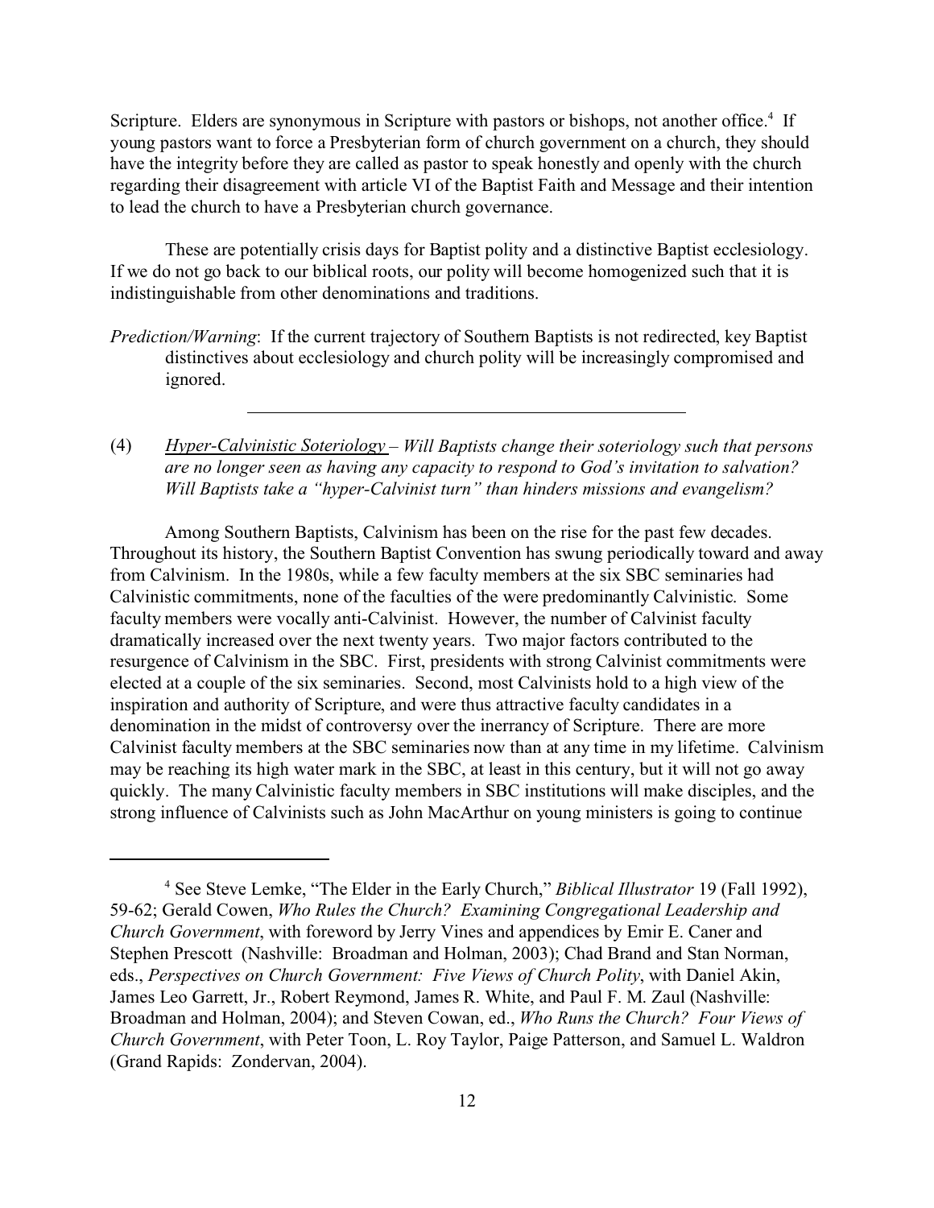Scripture. Elders are synonymous in Scripture with pastors or bishops, not another office.[4] If young pastors want to force a Presbyterian form of church government on a church, they should have the integrity before they are called as pastor to speak honestly and openly with the church regarding their disagreement with article VI of the Baptist Faith and Message and their intention to lead the church to have a Presbyterian church governance.

These are potentially crisis days for Baptist polity and a distinctive Baptist ecclesiology. If we do not go back to our biblical roots, our polity will become homogenized such that it is indistinguishable from other denominations and traditions.

*Prediction/Warning*: If the current trajectory of Southern Baptists is not redirected, key Baptist distinctives about ecclesiology and church polity will be increasingly compromised and ignored.

---

(4) *Hyper-Calvinistic Soteriology – Will Baptists change their soteriology such that persons are no longer seen as having any capacity to respond to God's invitation to salvation? Will Baptists take a "hyper-Calvinist turn" than hinders missions and evangelism?*

Among Southern Baptists, Calvinism has been on the rise for the past few decades. Throughout its history, the Southern Baptist Convention has swung periodically toward and away from Calvinism. In the 1980s, while a few faculty members at the six SBC seminaries had Calvinistic commitments, none of the faculties of the were predominantly Calvinistic. Some faculty members were vocally anti-Calvinist. However, the number of Calvinist faculty dramatically increased over the next twenty years. Two major factors contributed to the resurgence of Calvinism in the SBC. First, presidents with strong Calvinist commitments were elected at a couple of the six seminaries. Second, most Calvinists hold to a high view of the inspiration and authority of Scripture, and were thus attractive faculty candidates in a denomination in the midst of controversy over the inerrancy of Scripture. There are more Calvinist faculty members at the SBC seminaries now than at any time in my lifetime. Calvinism may be reaching its high water mark in the SBC, at least in this century, but it will not go away quickly. The many Calvinistic faculty members in SBC institutions will make disciples, and the strong influence of Calvinists such as John MacArthur on young ministers is going to continue

---

[4] See Steve Lemke, "The Elder in the Early Church," *Biblical Illustrator* 19 (Fall 1992), 59-62; Gerald Cowen, *Who Rules the Church? Examining Congregational Leadership and Church Government*, with foreword by Jerry Vines and appendices by Emir E. Caner and Stephen Prescott (Nashville: Broadman and Holman, 2003); Chad Brand and Stan Norman, eds., *Perspectives on Church Government: Five Views of Church Polity*, with Daniel Akin, James Leo Garrett, Jr., Robert Reymond, James R. White, and Paul F. M. Zaul (Nashville: Broadman and Holman, 2004); and Steven Cowan, ed., *Who Runs the Church? Four Views of Church Government*, with Peter Toon, L. Roy Taylor, Paige Patterson, and Samuel L. Waldron (Grand Rapids: Zondervan, 2004).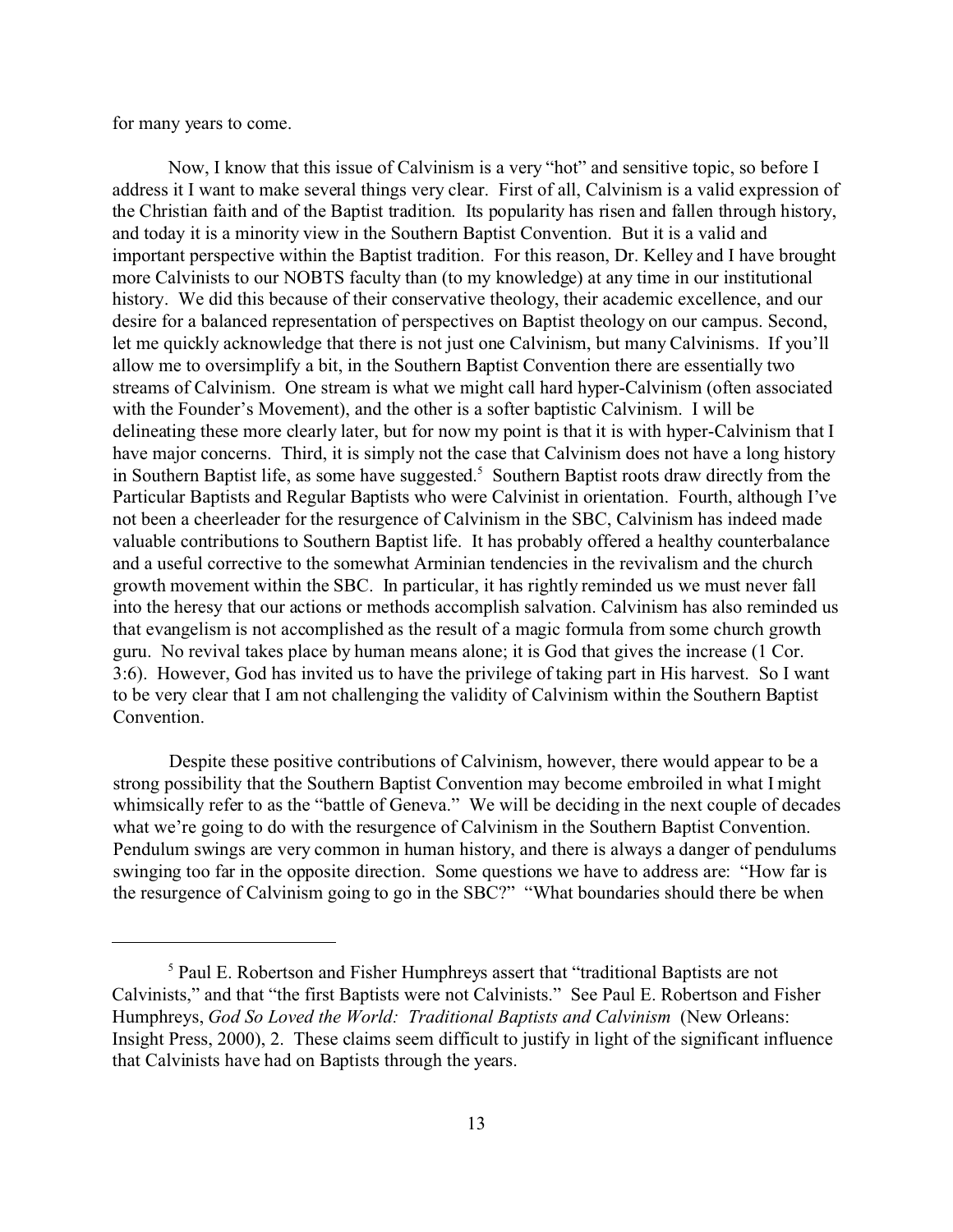for many years to come.

Now, I know that this issue of Calvinism is a very "hot" and sensitive topic, so before I address it I want to make several things very clear. First of all, Calvinism is a valid expression of the Christian faith and of the Baptist tradition. Its popularity has risen and fallen through history, and today it is a minority view in the Southern Baptist Convention. But it is a valid and important perspective within the Baptist tradition. For this reason, Dr. Kelley and I have brought more Calvinists to our NOBTS faculty than (to my knowledge) at any time in our institutional history. We did this because of their conservative theology, their academic excellence, and our desire for a balanced representation of perspectives on Baptist theology on our campus. Second, let me quickly acknowledge that there is not just one Calvinism, but many Calvinisms. If you'll allow me to oversimplify a bit, in the Southern Baptist Convention there are essentially two streams of Calvinism. One stream is what we might call hard hyper-Calvinism (often associated with the Founder's Movement), and the other is a softer baptistic Calvinism. I will be delineating these more clearly later, but for now my point is that it is with hyper-Calvinism that I have major concerns. Third, it is simply not the case that Calvinism does not have a long history in Southern Baptist life, as some have suggested.[5] Southern Baptist roots draw directly from the Particular Baptists and Regular Baptists who were Calvinist in orientation. Fourth, although I've not been a cheerleader for the resurgence of Calvinism in the SBC, Calvinism has indeed made valuable contributions to Southern Baptist life. It has probably offered a healthy counterbalance and a useful corrective to the somewhat Arminian tendencies in the revivalism and the church growth movement within the SBC. In particular, it has rightly reminded us we must never fall into the heresy that our actions or methods accomplish salvation. Calvinism has also reminded us that evangelism is not accomplished as the result of a magic formula from some church growth guru. No revival takes place by human means alone; it is God that gives the increase (1 Cor. 3:6). However, God has invited us to have the privilege of taking part in His harvest. So I want to be very clear that I am not challenging the validity of Calvinism within the Southern Baptist Convention.

Despite these positive contributions of Calvinism, however, there would appear to be a strong possibility that the Southern Baptist Convention may become embroiled in what I might whimsically refer to as the "battle of Geneva." We will be deciding in the next couple of decades what we're going to do with the resurgence of Calvinism in the Southern Baptist Convention. Pendulum swings are very common in human history, and there is always a danger of pendulums swinging too far in the opposite direction. Some questions we have to address are: "How far is the resurgence of Calvinism going to go in the SBC?" "What boundaries should there be when

---

[5] Paul E. Robertson and Fisher Humphreys assert that "traditional Baptists are not Calvinists," and that "the first Baptists were not Calvinists." See Paul E. Robertson and Fisher Humphreys, *God So Loved the World: Traditional Baptists and Calvinism* (New Orleans: Insight Press, 2000), 2. These claims seem difficult to justify in light of the significant influence that Calvinists have had on Baptists through the years.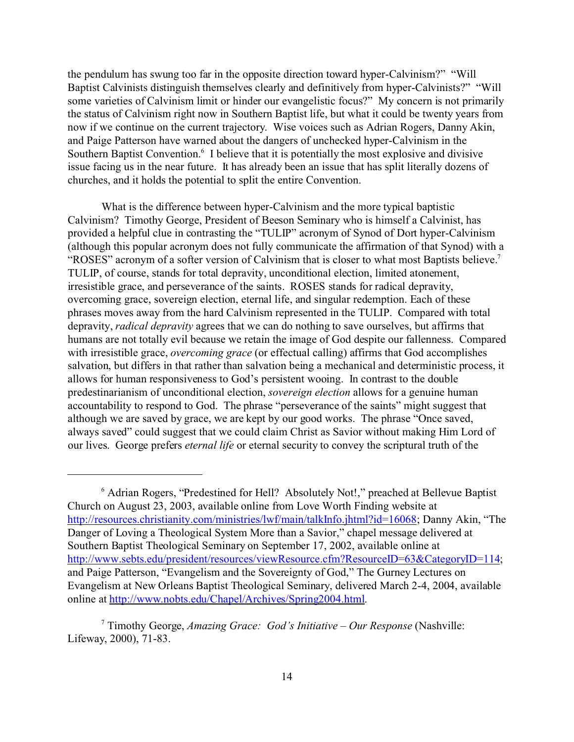the pendulum has swung too far in the opposite direction toward hyper-Calvinism?" "Will Baptist Calvinists distinguish themselves clearly and definitively from hyper-Calvinists?" "Will some varieties of Calvinism limit or hinder our evangelistic focus?" My concern is not primarily the status of Calvinism right now in Southern Baptist life, but what it could be twenty years from now if we continue on the current trajectory. Wise voices such as Adrian Rogers, Danny Akin, and Paige Patterson have warned about the dangers of unchecked hyper-Calvinism in the Southern Baptist Convention.[6] I believe that it is potentially the most explosive and divisive issue facing us in the near future. It has already been an issue that has split literally dozens of churches, and it holds the potential to split the entire Convention.

What is the difference between hyper-Calvinism and the more typical baptistic Calvinism? Timothy George, President of Beeson Seminary who is himself a Calvinist, has provided a helpful clue in contrasting the "TULIP" acronym of Synod of Dort hyper-Calvinism (although this popular acronym does not fully communicate the affirmation of that Synod) with a "ROSES" acronym of a softer version of Calvinism that is closer to what most Baptists believe.[7] TULIP, of course, stands for total depravity, unconditional election, limited atonement, irresistible grace, and perseverance of the saints. ROSES stands for radical depravity, overcoming grace, sovereign election, eternal life, and singular redemption. Each of these phrases moves away from the hard Calvinism represented in the TULIP. Compared with total depravity, *radical depravity* agrees that we can do nothing to save ourselves, but affirms that humans are not totally evil because we retain the image of God despite our fallenness. Compared with irresistible grace, *overcoming grace* (or effectual calling) affirms that God accomplishes salvation, but differs in that rather than salvation being a mechanical and deterministic process, it allows for human responsiveness to God's persistent wooing. In contrast to the double predestinarianism of unconditional election, *sovereign election* allows for a genuine human accountability to respond to God. The phrase "perseverance of the saints" might suggest that although we are saved by grace, we are kept by our good works. The phrase "Once saved, always saved" could suggest that we could claim Christ as Savior without making Him Lord of our lives. George prefers *eternal life* or eternal security to convey the scriptural truth of the

---

[6] Adrian Rogers, "Predestined for Hell? Absolutely Not!," preached at Bellevue Baptist Church on August 23, 2003, available online from Love Worth Finding website at http://resources.christianity.com/ministries/lwf/main/talkInfo.jhtml?id=16068; Danny Akin, "The Danger of Loving a Theological System More than a Savior," chapel message delivered at Southern Baptist Theological Seminary on September 17, 2002, available online at http://www.sebts.edu/president/resources/viewResource.cfm?ResourceID=63&CategoryID=114; and Paige Patterson, "Evangelism and the Sovereignty of God," The Gurney Lectures on Evangelism at New Orleans Baptist Theological Seminary, delivered March 2-4, 2004, available online at http://www.nobts.edu/Chapel/Archives/Spring2004.html.

[7] Timothy George, *Amazing Grace: God's Initiative – Our Response* (Nashville: Lifeway, 2000), 71-83.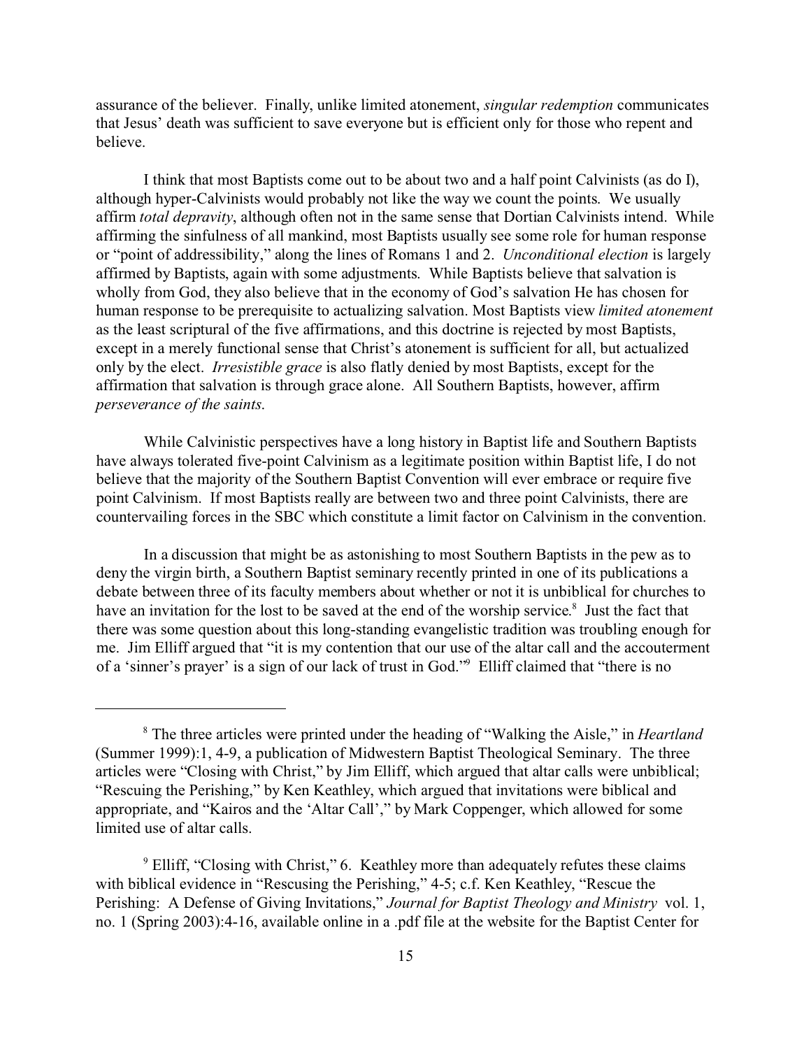assurance of the believer. Finally, unlike limited atonement, *singular redemption* communicates that Jesus' death was sufficient to save everyone but is efficient only for those who repent and believe.

I think that most Baptists come out to be about two and a half point Calvinists (as do I), although hyper-Calvinists would probably not like the way we count the points. We usually affirm *total depravity*, although often not in the same sense that Dortian Calvinists intend. While affirming the sinfulness of all mankind, most Baptists usually see some role for human response or "point of addressibility," along the lines of Romans 1 and 2. *Unconditional election* is largely affirmed by Baptists, again with some adjustments. While Baptists believe that salvation is wholly from God, they also believe that in the economy of God's salvation He has chosen for human response to be prerequisite to actualizing salvation. Most Baptists view *limited atonement* as the least scriptural of the five affirmations, and this doctrine is rejected by most Baptists, except in a merely functional sense that Christ's atonement is sufficient for all, but actualized only by the elect. *Irresistible grace* is also flatly denied by most Baptists, except for the affirmation that salvation is through grace alone. All Southern Baptists, however, affirm *perseverance of the saints*.

While Calvinistic perspectives have a long history in Baptist life and Southern Baptists have always tolerated five-point Calvinism as a legitimate position within Baptist life, I do not believe that the majority of the Southern Baptist Convention will ever embrace or require five point Calvinism. If most Baptists really are between two and three point Calvinists, there are countervailing forces in the SBC which constitute a limit factor on Calvinism in the convention.

In a discussion that might be as astonishing to most Southern Baptists in the pew as to deny the virgin birth, a Southern Baptist seminary recently printed in one of its publications a debate between three of its faculty members about whether or not it is unbiblical for churches to have an invitation for the lost to be saved at the end of the worship service.[8] Just the fact that there was some question about this long-standing evangelistic tradition was troubling enough for me. Jim Elliff argued that "it is my contention that our use of the altar call and the accouterment of a 'sinner's prayer' is a sign of our lack of trust in God."[9] Elliff claimed that "there is no

---

[8] The three articles were printed under the heading of "Walking the Aisle," in *Heartland* (Summer 1999):1, 4-9, a publication of Midwestern Baptist Theological Seminary. The three articles were "Closing with Christ," by Jim Elliff, which argued that altar calls were unbiblical; "Rescuing the Perishing," by Ken Keathley, which argued that invitations were biblical and appropriate, and "Kairos and the 'Altar Call'," by Mark Coppenger, which allowed for some limited use of altar calls.

[9] Elliff, "Closing with Christ," 6. Keathley more than adequately refutes these claims with biblical evidence in "Rescusing the Perishing," 4-5; c.f. Ken Keathley, "Rescue the Perishing: A Defense of Giving Invitations," *Journal for Baptist Theology and Ministry* vol. 1, no. 1 (Spring 2003):4-16, available online in a .pdf file at the website for the Baptist Center for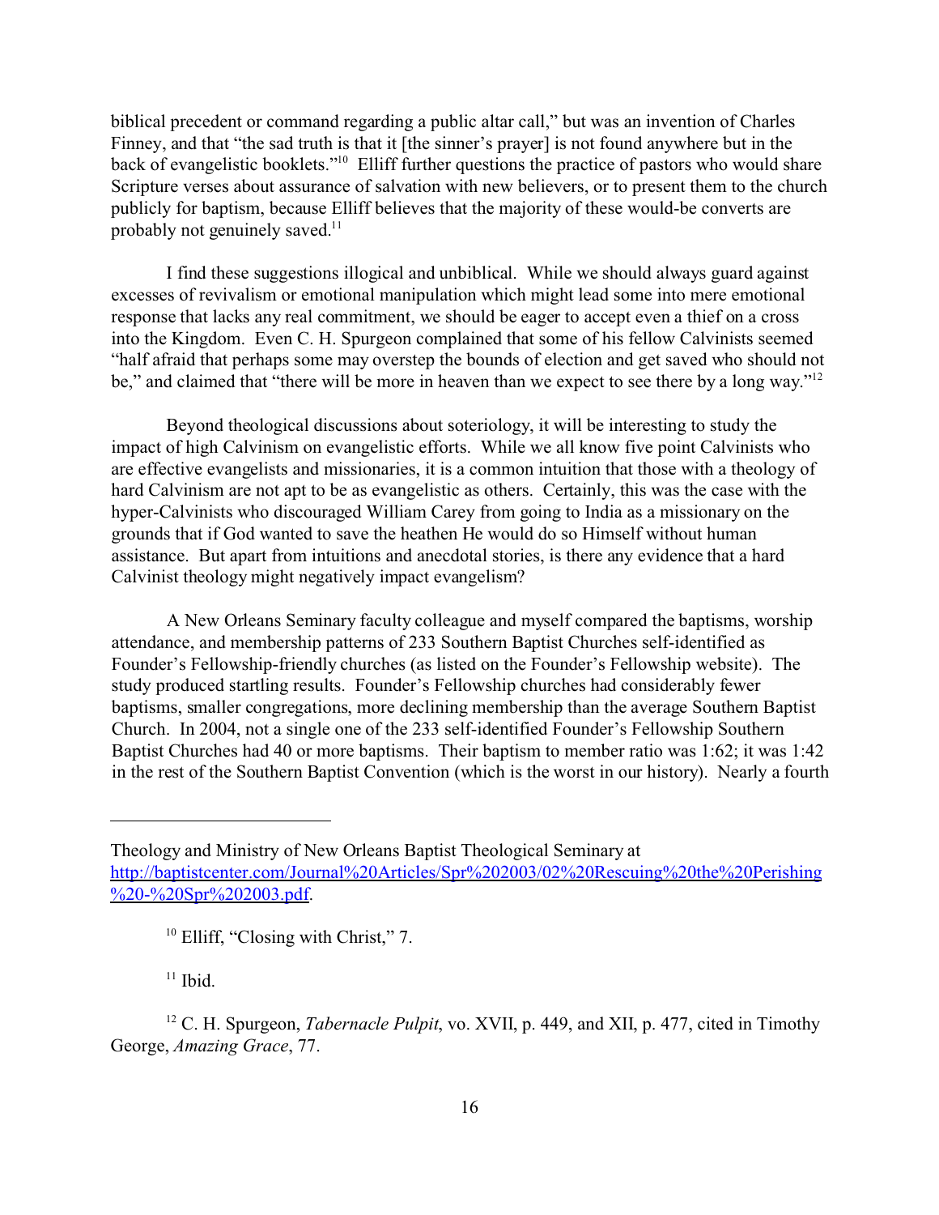biblical precedent or command regarding a public altar call," but was an invention of Charles Finney, and that "the sad truth is that it [the sinner's prayer] is not found anywhere but in the back of evangelistic booklets."[10] Elliff further questions the practice of pastors who would share Scripture verses about assurance of salvation with new believers, or to present them to the church publicly for baptism, because Elliff believes that the majority of these would-be converts are probably not genuinely saved.[11]

I find these suggestions illogical and unbiblical. While we should always guard against excesses of revivalism or emotional manipulation which might lead some into mere emotional response that lacks any real commitment, we should be eager to accept even a thief on a cross into the Kingdom. Even C. H. Spurgeon complained that some of his fellow Calvinists seemed "half afraid that perhaps some may overstep the bounds of election and get saved who should not be," and claimed that "there will be more in heaven than we expect to see there by a long way."[12]

Beyond theological discussions about soteriology, it will be interesting to study the impact of high Calvinism on evangelistic efforts. While we all know five point Calvinists who are effective evangelists and missionaries, it is a common intuition that those with a theology of hard Calvinism are not apt to be as evangelistic as others. Certainly, this was the case with the hyper-Calvinists who discouraged William Carey from going to India as a missionary on the grounds that if God wanted to save the heathen He would do so Himself without human assistance. But apart from intuitions and anecdotal stories, is there any evidence that a hard Calvinist theology might negatively impact evangelism?

A New Orleans Seminary faculty colleague and myself compared the baptisms, worship attendance, and membership patterns of 233 Southern Baptist Churches self-identified as Founder's Fellowship-friendly churches (as listed on the Founder's Fellowship website). The study produced startling results. Founder's Fellowship churches had considerably fewer baptisms, smaller congregations, more declining membership than the average Southern Baptist Church. In 2004, not a single one of the 233 self-identified Founder's Fellowship Southern Baptist Churches had 40 or more baptisms. Their baptism to member ratio was 1:62; it was 1:42 in the rest of the Southern Baptist Convention (which is the worst in our history). Nearly a fourth

---

Theology and Ministry of New Orleans Baptist Theological Seminary at http://baptistcenter.com/Journal%20Articles/Spr%202003/02%20Rescuing%20the%20Perishing%20-%20Spr%202003.pdf.

[10] Elliff, "Closing with Christ," 7.

[11] Ibid.

[12] C. H. Spurgeon, *Tabernacle Pulpit*, vo. XVII, p. 449, and XII, p. 477, cited in Timothy George, *Amazing Grace*, 77.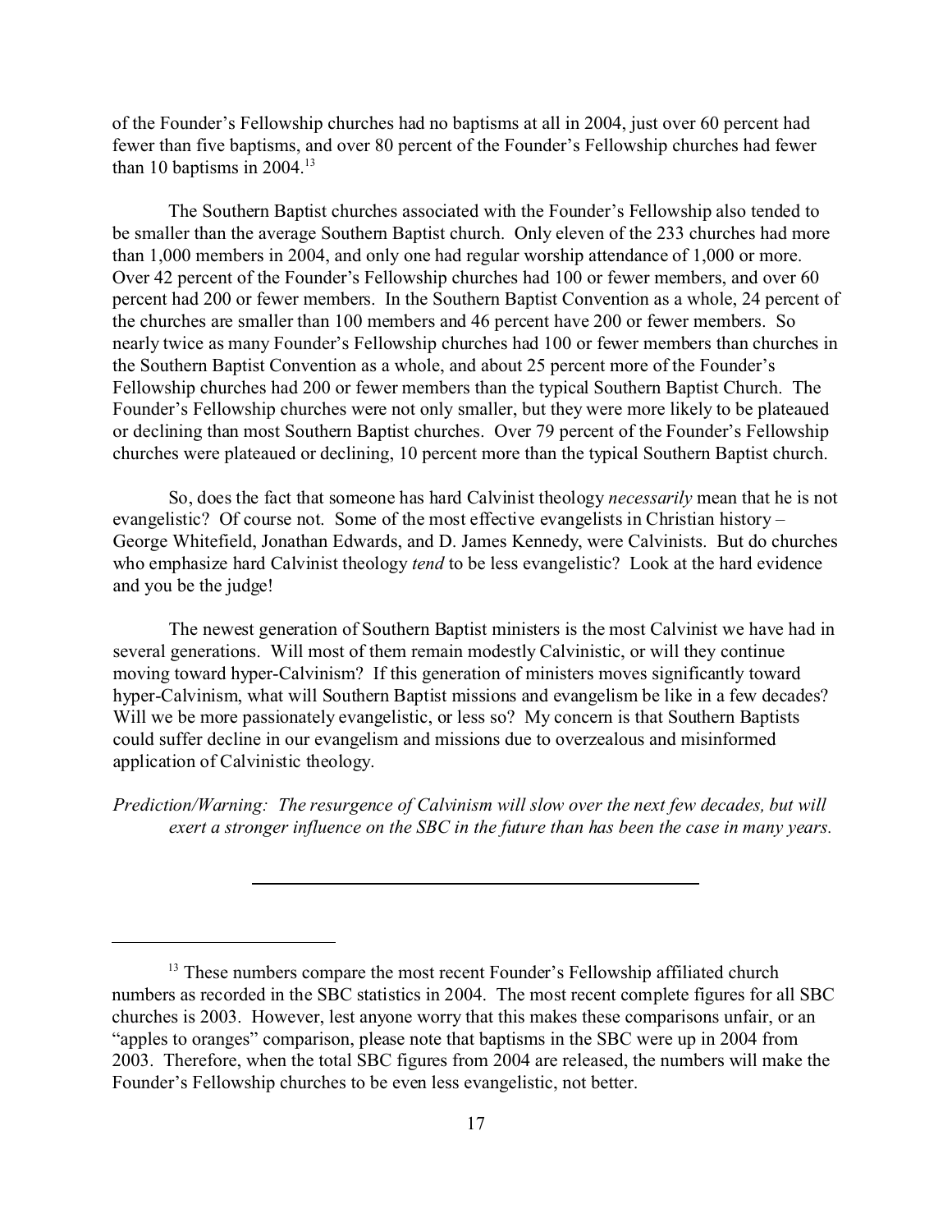of the Founder's Fellowship churches had no baptisms at all in 2004, just over 60 percent had fewer than five baptisms, and over 80 percent of the Founder's Fellowship churches had fewer than 10 baptisms in 2004.[13]

The Southern Baptist churches associated with the Founder's Fellowship also tended to be smaller than the average Southern Baptist church. Only eleven of the 233 churches had more than 1,000 members in 2004, and only one had regular worship attendance of 1,000 or more. Over 42 percent of the Founder's Fellowship churches had 100 or fewer members, and over 60 percent had 200 or fewer members. In the Southern Baptist Convention as a whole, 24 percent of the churches are smaller than 100 members and 46 percent have 200 or fewer members. So nearly twice as many Founder's Fellowship churches had 100 or fewer members than churches in the Southern Baptist Convention as a whole, and about 25 percent more of the Founder's Fellowship churches had 200 or fewer members than the typical Southern Baptist Church. The Founder's Fellowship churches were not only smaller, but they were more likely to be plateaued or declining than most Southern Baptist churches. Over 79 percent of the Founder's Fellowship churches were plateaued or declining, 10 percent more than the typical Southern Baptist church.

So, does the fact that someone has hard Calvinist theology *necessarily* mean that he is not evangelistic? Of course not. Some of the most effective evangelists in Christian history – George Whitefield, Jonathan Edwards, and D. James Kennedy, were Calvinists. But do churches who emphasize hard Calvinist theology *tend* to be less evangelistic? Look at the hard evidence and you be the judge!

The newest generation of Southern Baptist ministers is the most Calvinist we have had in several generations. Will most of them remain modestly Calvinistic, or will they continue moving toward hyper-Calvinism? If this generation of ministers moves significantly toward hyper-Calvinism, what will Southern Baptist missions and evangelism be like in a few decades? Will we be more passionately evangelistic, or less so? My concern is that Southern Baptists could suffer decline in our evangelism and missions due to overzealous and misinformed application of Calvinistic theology.

*Prediction/Warning: The resurgence of Calvinism will slow over the next few decades, but will exert a stronger influence on the SBC in the future than has been the case in many years.*

---

[13] These numbers compare the most recent Founder's Fellowship affiliated church numbers as recorded in the SBC statistics in 2004. The most recent complete figures for all SBC churches is 2003. However, lest anyone worry that this makes these comparisons unfair, or an "apples to oranges" comparison, please note that baptisms in the SBC were up in 2004 from 2003. Therefore, when the total SBC figures from 2004 are released, the numbers will make the Founder's Fellowship churches to be even less evangelistic, not better.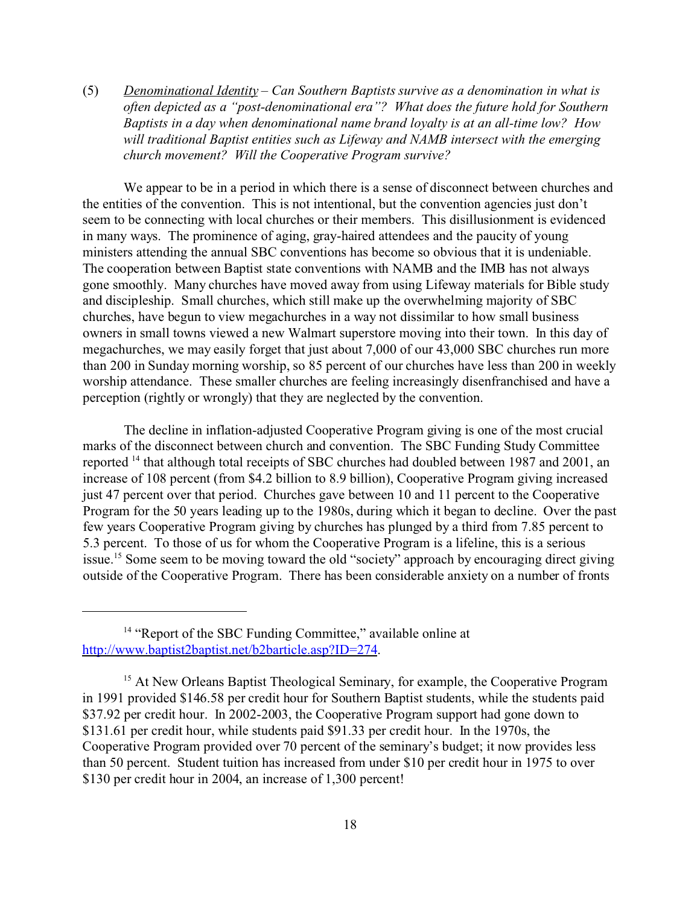(5) *<u>Denominational Identity</u> – Can Southern Baptists survive as a denomination in what is often depicted as a "post-denominational era"? What does the future hold for Southern Baptists in a day when denominational name brand loyalty is at an all-time low? How will traditional Baptist entities such as Lifeway and NAMB intersect with the emerging church movement? Will the Cooperative Program survive?*

We appear to be in a period in which there is a sense of disconnect between churches and the entities of the convention. This is not intentional, but the convention agencies just don't seem to be connecting with local churches or their members. This disillusionment is evidenced in many ways. The prominence of aging, gray-haired attendees and the paucity of young ministers attending the annual SBC conventions has become so obvious that it is undeniable. The cooperation between Baptist state conventions with NAMB and the IMB has not always gone smoothly. Many churches have moved away from using Lifeway materials for Bible study and discipleship. Small churches, which still make up the overwhelming majority of SBC churches, have begun to view megachurches in a way not dissimilar to how small business owners in small towns viewed a new Walmart superstore moving into their town. In this day of megachurches, we may easily forget that just about 7,000 of our 43,000 SBC churches run more than 200 in Sunday morning worship, so 85 percent of our churches have less than 200 in weekly worship attendance. These smaller churches are feeling increasingly disenfranchised and have a perception (rightly or wrongly) that they are neglected by the convention.

The decline in inflation-adjusted Cooperative Program giving is one of the most crucial marks of the disconnect between church and convention. The SBC Funding Study Committee reported [14] that although total receipts of SBC churches had doubled between 1987 and 2001, an increase of 108 percent (from $4.2 billion to 8.9 billion), Cooperative Program giving increased just 47 percent over that period. Churches gave between 10 and 11 percent to the Cooperative Program for the 50 years leading up to the 1980s, during which it began to decline. Over the past few years Cooperative Program giving by churches has plunged by a third from 7.85 percent to 5.3 percent. To those of us for whom the Cooperative Program is a lifeline, this is a serious issue.[15] Some seem to be moving toward the old "society" approach by encouraging direct giving outside of the Cooperative Program. There has been considerable anxiety on a number of fronts

---

[14] "Report of the SBC Funding Committee," available online at http://www.baptist2baptist.net/b2barticle.asp?ID=274.

[15] At New Orleans Baptist Theological Seminary, for example, the Cooperative Program in 1991 provided $146.58 per credit hour for Southern Baptist students, while the students paid $37.92 per credit hour. In 2002-2003, the Cooperative Program support had gone down to $131.61 per credit hour, while students paid $91.33 per credit hour. In the 1970s, the Cooperative Program provided over 70 percent of the seminary's budget; it now provides less than 50 percent. Student tuition has increased from under $10 per credit hour in 1975 to over $130 per credit hour in 2004, an increase of 1,300 percent!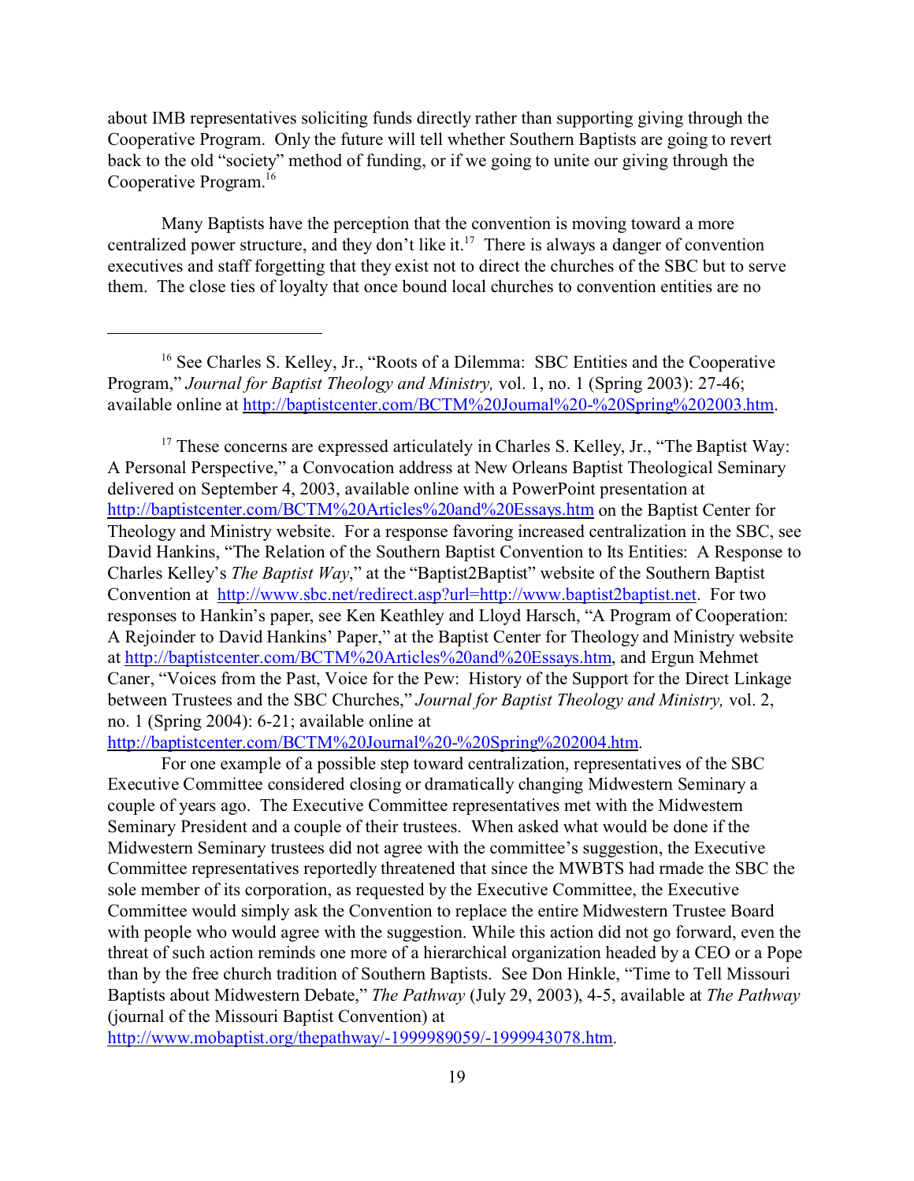about IMB representatives soliciting funds directly rather than supporting giving through the Cooperative Program. Only the future will tell whether Southern Baptists are going to revert back to the old "society" method of funding, or if we going to unite our giving through the Cooperative Program.[16]

Many Baptists have the perception that the convention is moving toward a more centralized power structure, and they don't like it.[17] There is always a danger of convention executives and staff forgetting that they exist not to direct the churches of the SBC but to serve them. The close ties of loyalty that once bound local churches to convention entities are no

---

[16] See Charles S. Kelley, Jr., "Roots of a Dilemma: SBC Entities and the Cooperative Program," *Journal for Baptist Theology and Ministry,* vol. 1, no. 1 (Spring 2003): 27-46; available online at http://baptistcenter.com/BCTM%20Journal%20-%20Spring%202003.htm.

[17] These concerns are expressed articulately in Charles S. Kelley, Jr., "The Baptist Way: A Personal Perspective," a Convocation address at New Orleans Baptist Theological Seminary delivered on September 4, 2003, available online with a PowerPoint presentation at http://baptistcenter.com/BCTM%20Articles%20and%20Essays.htm on the Baptist Center for Theology and Ministry website. For a response favoring increased centralization in the SBC, see David Hankins, "The Relation of the Southern Baptist Convention to Its Entities: A Response to Charles Kelley's *The Baptist Way*," at the "Baptist2Baptist" website of the Southern Baptist Convention at http://www.sbc.net/redirect.asp?url=http://www.baptist2baptist.net. For two responses to Hankin's paper, see Ken Keathley and Lloyd Harsch, "A Program of Cooperation: A Rejoinder to David Hankins' Paper," at the Baptist Center for Theology and Ministry website at http://baptistcenter.com/BCTM%20Articles%20and%20Essays.htm, and Ergun Mehmet Caner, "Voices from the Past, Voice for the Pew: History of the Support for the Direct Linkage between Trustees and the SBC Churches," *Journal for Baptist Theology and Ministry,* vol. 2, no. 1 (Spring 2004): 6-21; available online at http://baptistcenter.com/BCTM%20Journal%20-%20Spring%202004.htm.

For one example of a possible step toward centralization, representatives of the SBC Executive Committee considered closing or dramatically changing Midwestern Seminary a couple of years ago. The Executive Committee representatives met with the Midwestern Seminary President and a couple of their trustees. When asked what would be done if the Midwestern Seminary trustees did not agree with the committee's suggestion, the Executive Committee representatives reportedly threatened that since the MWBTS had rmade the SBC the sole member of its corporation, as requested by the Executive Committee, the Executive Committee would simply ask the Convention to replace the entire Midwestern Trustee Board with people who would agree with the suggestion. While this action did not go forward, even the threat of such action reminds one more of a hierarchical organization headed by a CEO or a Pope than by the free church tradition of Southern Baptists. See Don Hinkle, "Time to Tell Missouri Baptists about Midwestern Debate," *The Pathway* (July 29, 2003), 4-5, available at *The Pathway* (journal of the Missouri Baptist Convention) at http://www.mobaptist.org/thepathway/-1999989059/-1999943078.htm.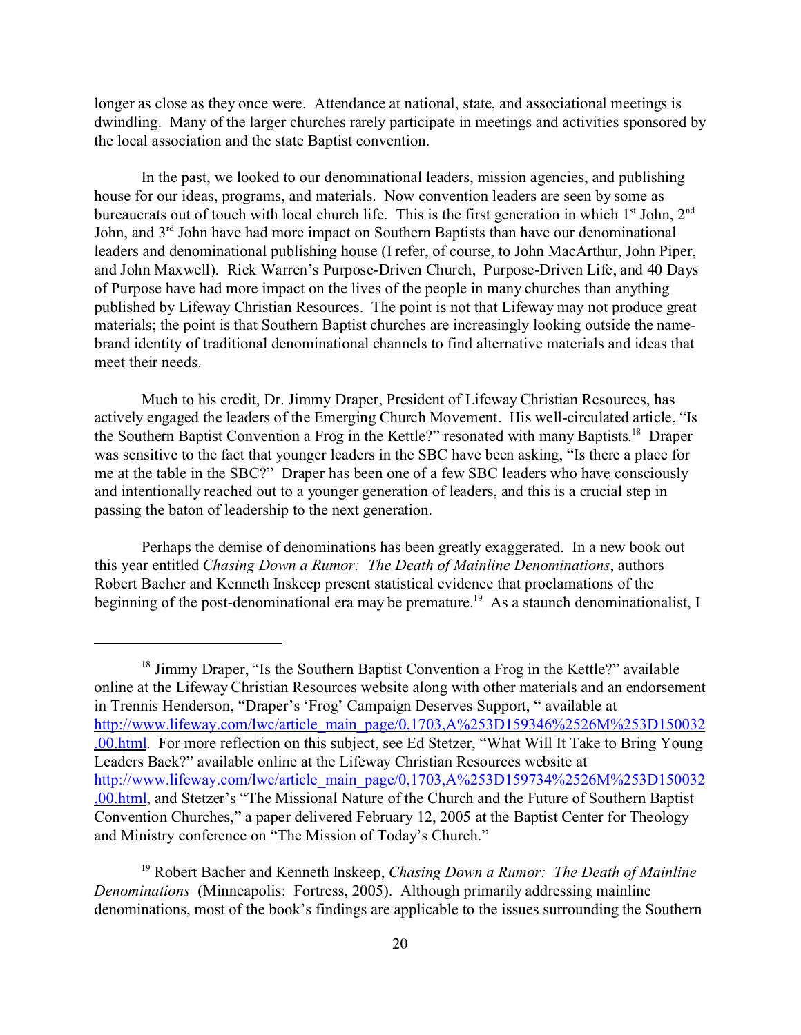longer as close as they once were. Attendance at national, state, and associational meetings is dwindling. Many of the larger churches rarely participate in meetings and activities sponsored by the local association and the state Baptist convention.

In the past, we looked to our denominational leaders, mission agencies, and publishing house for our ideas, programs, and materials. Now convention leaders are seen by some as bureaucrats out of touch with local church life. This is the first generation in which 1st John, 2nd John, and 3rd John have had more impact on Southern Baptists than have our denominational leaders and denominational publishing house (I refer, of course, to John MacArthur, John Piper, and John Maxwell). Rick Warren's Purpose-Driven Church, Purpose-Driven Life, and 40 Days of Purpose have had more impact on the lives of the people in many churches than anything published by Lifeway Christian Resources. The point is not that Lifeway may not produce great materials; the point is that Southern Baptist churches are increasingly looking outside the name-brand identity of traditional denominational channels to find alternative materials and ideas that meet their needs.

Much to his credit, Dr. Jimmy Draper, President of Lifeway Christian Resources, has actively engaged the leaders of the Emerging Church Movement. His well-circulated article, "Is the Southern Baptist Convention a Frog in the Kettle?" resonated with many Baptists.[18] Draper was sensitive to the fact that younger leaders in the SBC have been asking, "Is there a place for me at the table in the SBC?" Draper has been one of a few SBC leaders who have consciously and intentionally reached out to a younger generation of leaders, and this is a crucial step in passing the baton of leadership to the next generation.

Perhaps the demise of denominations has been greatly exaggerated. In a new book out this year entitled *Chasing Down a Rumor: The Death of Mainline Denominations*, authors Robert Bacher and Kenneth Inskeep present statistical evidence that proclamations of the beginning of the post-denominational era may be premature.[19] As a staunch denominationalist, I

---

[18] Jimmy Draper, "Is the Southern Baptist Convention a Frog in the Kettle?" available online at the Lifeway Christian Resources website along with other materials and an endorsement in Trennis Henderson, "Draper's 'Frog' Campaign Deserves Support, " available at http://www.lifeway.com/lwc/article_main_page/0,1703,A%253D159346%2526M%253D150032,00.html. For more reflection on this subject, see Ed Stetzer, "What Will It Take to Bring Young Leaders Back?" available online at the Lifeway Christian Resources website at http://www.lifeway.com/lwc/article_main_page/0,1703,A%253D159734%2526M%253D150032,00.html, and Stetzer's "The Missional Nature of the Church and the Future of Southern Baptist Convention Churches," a paper delivered February 12, 2005 at the Baptist Center for Theology and Ministry conference on "The Mission of Today's Church."

[19] Robert Bacher and Kenneth Inskeep, *Chasing Down a Rumor: The Death of Mainline Denominations* (Minneapolis: Fortress, 2005). Although primarily addressing mainline denominations, most of the book's findings are applicable to the issues surrounding the Southern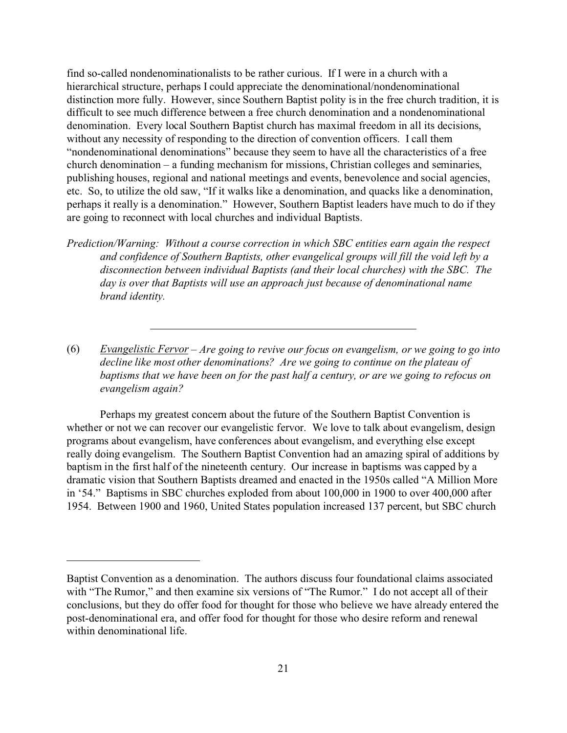find so-called nondenominationalists to be rather curious. If I were in a church with a hierarchical structure, perhaps I could appreciate the denominational/nondenominational distinction more fully. However, since Southern Baptist polity is in the free church tradition, it is difficult to see much difference between a free church denomination and a nondenominational denomination. Every local Southern Baptist church has maximal freedom in all its decisions, without any necessity of responding to the direction of convention officers. I call them "nondenominational denominations" because they seem to have all the characteristics of a free church denomination – a funding mechanism for missions, Christian colleges and seminaries, publishing houses, regional and national meetings and events, benevolence and social agencies, etc. So, to utilize the old saw, "If it walks like a denomination, and quacks like a denomination, perhaps it really is a denomination." However, Southern Baptist leaders have much to do if they are going to reconnect with local churches and individual Baptists.

*Prediction/Warning: Without a course correction in which SBC entities earn again the respect and confidence of Southern Baptists, other evangelical groups will fill the void left by a disconnection between individual Baptists (and their local churches) with the SBC. The day is over that Baptists will use an approach just because of denominational name brand identity.*

---

(6) *Evangelistic Fervor – Are going to revive our focus on evangelism, or we going to go into decline like most other denominations? Are we going to continue on the plateau of baptisms that we have been on for the past half a century, or are we going to refocus on evangelism again?*

Perhaps my greatest concern about the future of the Southern Baptist Convention is whether or not we can recover our evangelistic fervor. We love to talk about evangelism, design programs about evangelism, have conferences about evangelism, and everything else except really doing evangelism. The Southern Baptist Convention had an amazing spiral of additions by baptism in the first half of the nineteenth century. Our increase in baptisms was capped by a dramatic vision that Southern Baptists dreamed and enacted in the 1950s called "A Million More in '54." Baptisms in SBC churches exploded from about 100,000 in 1900 to over 400,000 after 1954. Between 1900 and 1960, United States population increased 137 percent, but SBC church

---

Baptist Convention as a denomination. The authors discuss four foundational claims associated with "The Rumor," and then examine six versions of "The Rumor." I do not accept all of their conclusions, but they do offer food for thought for those who believe we have already entered the post-denominational era, and offer food for thought for those who desire reform and renewal within denominational life.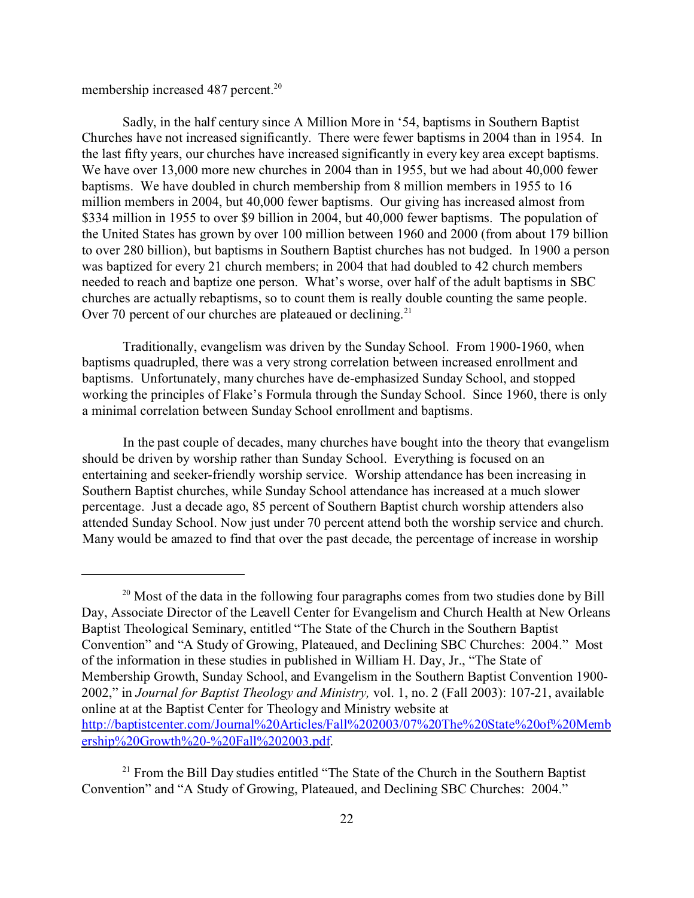membership increased 487 percent.[20]

Sadly, in the half century since A Million More in '54, baptisms in Southern Baptist Churches have not increased significantly. There were fewer baptisms in 2004 than in 1954. In the last fifty years, our churches have increased significantly in every key area except baptisms. We have over 13,000 more new churches in 2004 than in 1955, but we had about 40,000 fewer baptisms. We have doubled in church membership from 8 million members in 1955 to 16 million members in 2004, but 40,000 fewer baptisms. Our giving has increased almost from $334 million in 1955 to over $9 billion in 2004, but 40,000 fewer baptisms. The population of the United States has grown by over 100 million between 1960 and 2000 (from about 179 billion to over 280 billion), but baptisms in Southern Baptist churches has not budged. In 1900 a person was baptized for every 21 church members; in 2004 that had doubled to 42 church members needed to reach and baptize one person. What's worse, over half of the adult baptisms in SBC churches are actually rebaptisms, so to count them is really double counting the same people. Over 70 percent of our churches are plateaued or declining.[21]

Traditionally, evangelism was driven by the Sunday School. From 1900-1960, when baptisms quadrupled, there was a very strong correlation between increased enrollment and baptisms. Unfortunately, many churches have de-emphasized Sunday School, and stopped working the principles of Flake's Formula through the Sunday School. Since 1960, there is only a minimal correlation between Sunday School enrollment and baptisms.

In the past couple of decades, many churches have bought into the theory that evangelism should be driven by worship rather than Sunday School. Everything is focused on an entertaining and seeker-friendly worship service. Worship attendance has been increasing in Southern Baptist churches, while Sunday School attendance has increased at a much slower percentage. Just a decade ago, 85 percent of Southern Baptist church worship attenders also attended Sunday School. Now just under 70 percent attend both the worship service and church. Many would be amazed to find that over the past decade, the percentage of increase in worship

---

[20] Most of the data in the following four paragraphs comes from two studies done by Bill Day, Associate Director of the Leavell Center for Evangelism and Church Health at New Orleans Baptist Theological Seminary, entitled "The State of the Church in the Southern Baptist Convention" and "A Study of Growing, Plateaued, and Declining SBC Churches: 2004." Most of the information in these studies in published in William H. Day, Jr., "The State of Membership Growth, Sunday School, and Evangelism in the Southern Baptist Convention 1900-2002," in *Journal for Baptist Theology and Ministry,* vol. 1, no. 2 (Fall 2003): 107-21, available online at at the Baptist Center for Theology and Ministry website at http://baptistcenter.com/Journal%20Articles/Fall%202003/07%20The%20State%20of%20Membership%20Growth%20-%20Fall%202003.pdf.

[21] From the Bill Day studies entitled "The State of the Church in the Southern Baptist Convention" and "A Study of Growing, Plateaued, and Declining SBC Churches: 2004."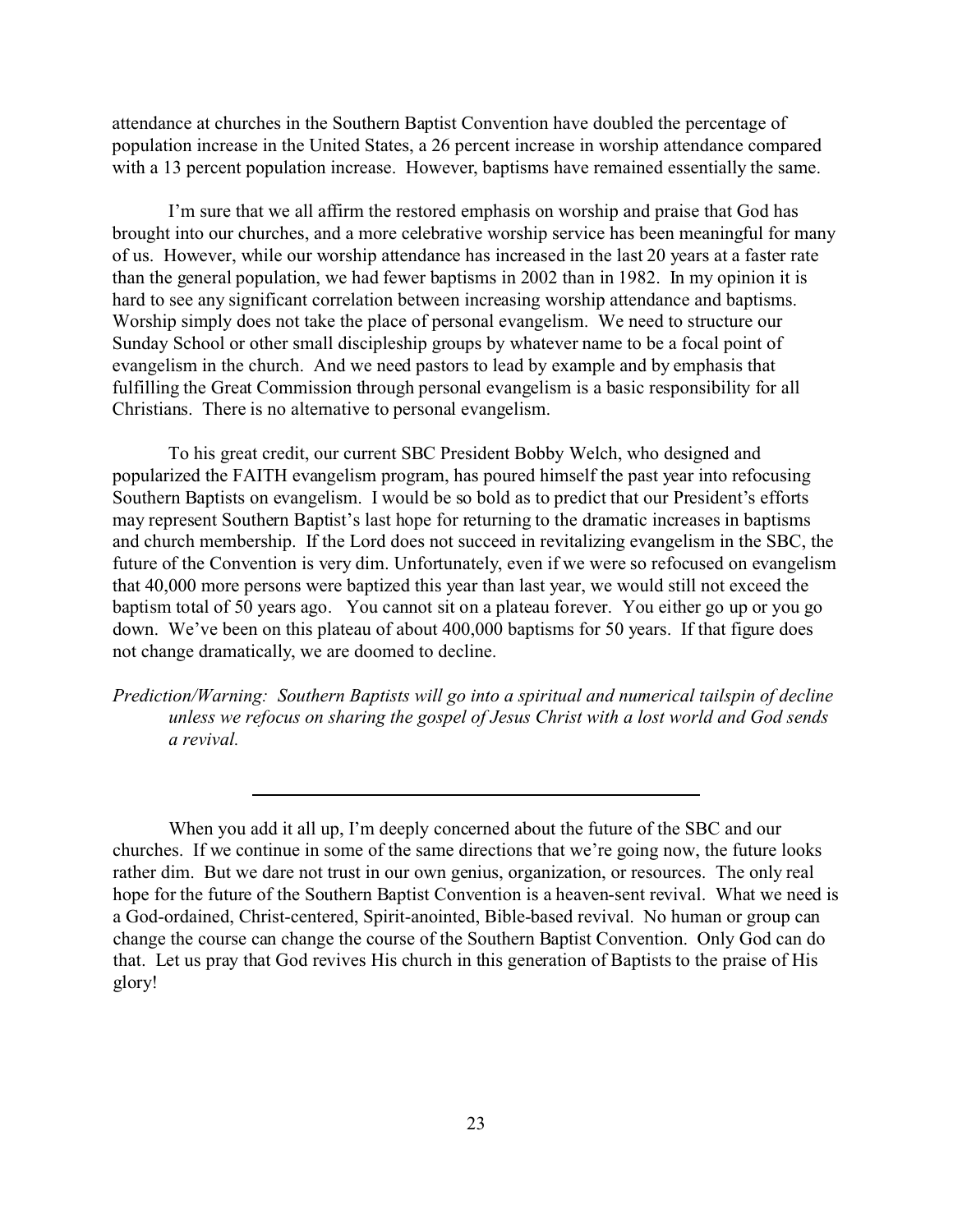attendance at churches in the Southern Baptist Convention have doubled the percentage of population increase in the United States, a 26 percent increase in worship attendance compared with a 13 percent population increase. However, baptisms have remained essentially the same.

I'm sure that we all affirm the restored emphasis on worship and praise that God has brought into our churches, and a more celebrative worship service has been meaningful for many of us. However, while our worship attendance has increased in the last 20 years at a faster rate than the general population, we had fewer baptisms in 2002 than in 1982. In my opinion it is hard to see any significant correlation between increasing worship attendance and baptisms. Worship simply does not take the place of personal evangelism. We need to structure our Sunday School or other small discipleship groups by whatever name to be a focal point of evangelism in the church. And we need pastors to lead by example and by emphasis that fulfilling the Great Commission through personal evangelism is a basic responsibility for all Christians. There is no alternative to personal evangelism.

To his great credit, our current SBC President Bobby Welch, who designed and popularized the FAITH evangelism program, has poured himself the past year into refocusing Southern Baptists on evangelism. I would be so bold as to predict that our President's efforts may represent Southern Baptist's last hope for returning to the dramatic increases in baptisms and church membership. If the Lord does not succeed in revitalizing evangelism in the SBC, the future of the Convention is very dim. Unfortunately, even if we were so refocused on evangelism that 40,000 more persons were baptized this year than last year, we would still not exceed the baptism total of 50 years ago. You cannot sit on a plateau forever. You either go up or you go down. We've been on this plateau of about 400,000 baptisms for 50 years. If that figure does not change dramatically, we are doomed to decline.

*Prediction/Warning: Southern Baptists will go into a spiritual and numerical tailspin of decline unless we refocus on sharing the gospel of Jesus Christ with a lost world and God sends a revival.*

---

When you add it all up, I'm deeply concerned about the future of the SBC and our churches. If we continue in some of the same directions that we're going now, the future looks rather dim. But we dare not trust in our own genius, organization, or resources. The only real hope for the future of the Southern Baptist Convention is a heaven-sent revival. What we need is a God-ordained, Christ-centered, Spirit-anointed, Bible-based revival. No human or group can change the course can change the course of the Southern Baptist Convention. Only God can do that. Let us pray that God revives His church in this generation of Baptists to the praise of His glory!